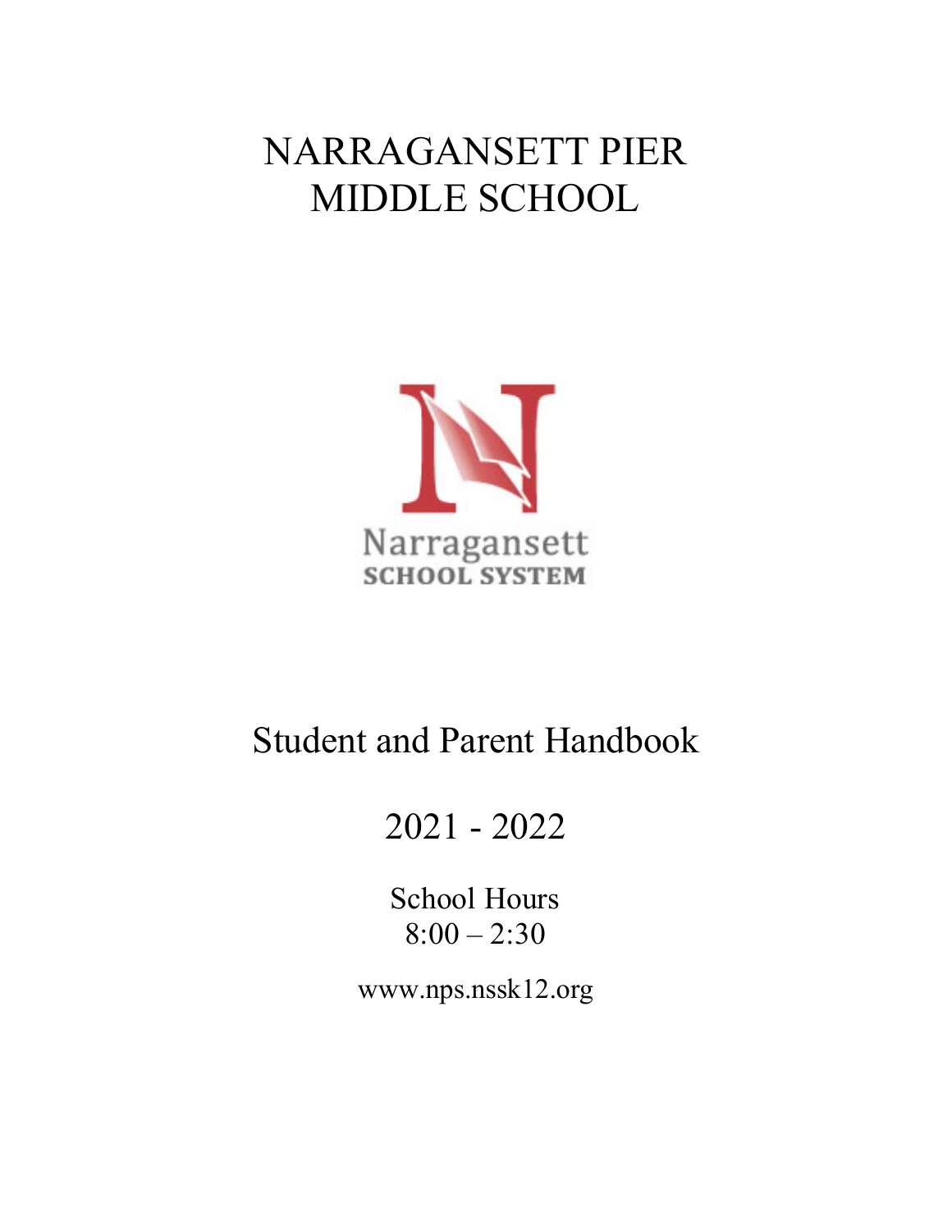# NARRAGANSETT PIER MIDDLE SCHOOL

Narragansett
SCHOOL SYSTEM

## Student and Parent Handbook

## 2021 - 2022

School Hours
8:00 – 2:30

www.nps.nssk12.org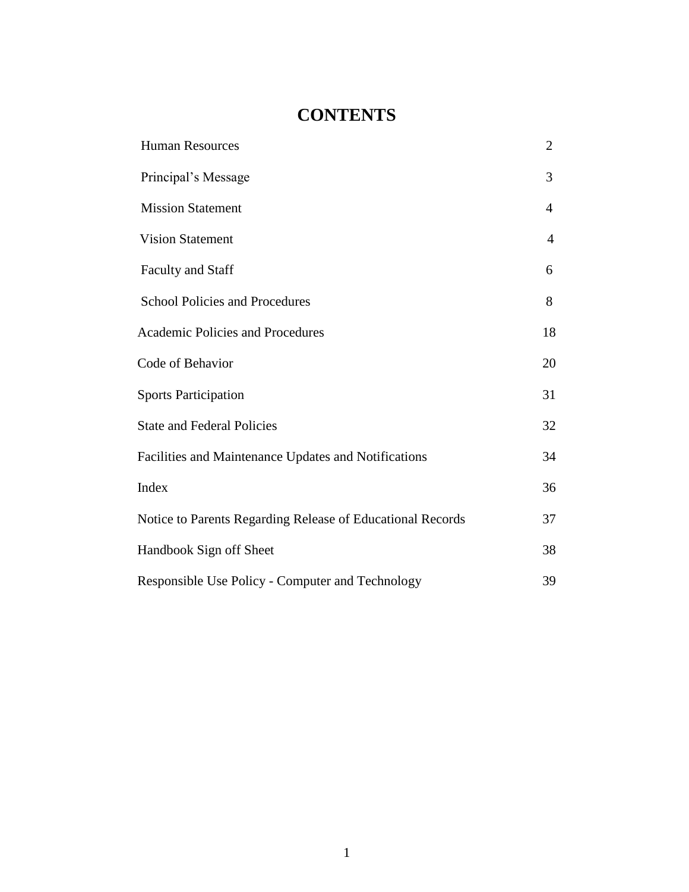# CONTENTS

| | |
|---|---|
| Human Resources | 2 |
| Principal's Message | 3 |
| Mission Statement | 4 |
| Vision Statement | 4 |
| Faculty and Staff | 6 |
| School Policies and Procedures | 8 |
| Academic Policies and Procedures | 18 |
| Code of Behavior | 20 |
| Sports Participation | 31 |
| State and Federal Policies | 32 |
| Facilities and Maintenance Updates and Notifications | 34 |
| Index | 36 |
| Notice to Parents Regarding Release of Educational Records | 37 |
| Handbook Sign off Sheet | 38 |
| Responsible Use Policy - Computer and Technology | 39 |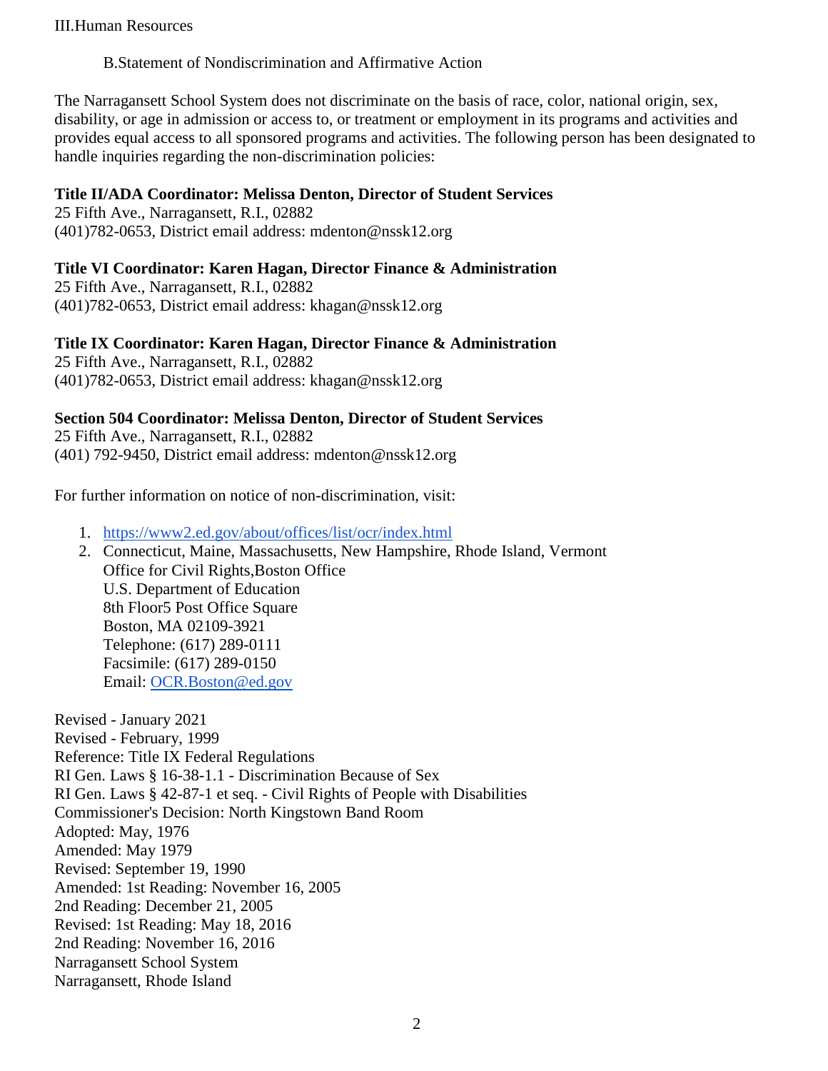III.Human Resources

B.Statement of Nondiscrimination and Affirmative Action

The Narragansett School System does not discriminate on the basis of race, color, national origin, sex, disability, or age in admission or access to, or treatment or employment in its programs and activities and provides equal access to all sponsored programs and activities. The following person has been designated to handle inquiries regarding the non-discrimination policies:

**Title II/ADA Coordinator: Melissa Denton, Director of Student Services**
25 Fifth Ave., Narragansett, R.I., 02882
(401)782-0653, District email address: mdenton@nssk12.org

**Title VI Coordinator: Karen Hagan, Director Finance & Administration**
25 Fifth Ave., Narragansett, R.I., 02882
(401)782-0653, District email address: khagan@nssk12.org

**Title IX Coordinator: Karen Hagan, Director Finance & Administration**
25 Fifth Ave., Narragansett, R.I., 02882
(401)782-0653, District email address: khagan@nssk12.org

**Section 504 Coordinator: Melissa Denton, Director of Student Services**
25 Fifth Ave., Narragansett, R.I., 02882
(401) 792-9450, District email address: mdenton@nssk12.org

For further information on notice of non-discrimination, visit:

1. https://www2.ed.gov/about/offices/list/ocr/index.html
2. Connecticut, Maine, Massachusetts, New Hampshire, Rhode Island, Vermont
   Office for Civil Rights,Boston Office
   U.S. Department of Education
   8th Floor5 Post Office Square
   Boston, MA 02109-3921
   Telephone: (617) 289-0111
   Facsimile: (617) 289-0150
   Email: OCR.Boston@ed.gov

Revised - January 2021
Revised - February, 1999
Reference: Title IX Federal Regulations
RI Gen. Laws § 16-38-1.1 - Discrimination Because of Sex
RI Gen. Laws § 42-87-1 et seq. - Civil Rights of People with Disabilities
Commissioner's Decision: North Kingstown Band Room
Adopted: May, 1976
Amended: May 1979
Revised: September 19, 1990
Amended: 1st Reading: November 16, 2005
2nd Reading: December 21, 2005
Revised: 1st Reading: May 18, 2016
2nd Reading: November 16, 2016
Narragansett School System
Narragansett, Rhode Island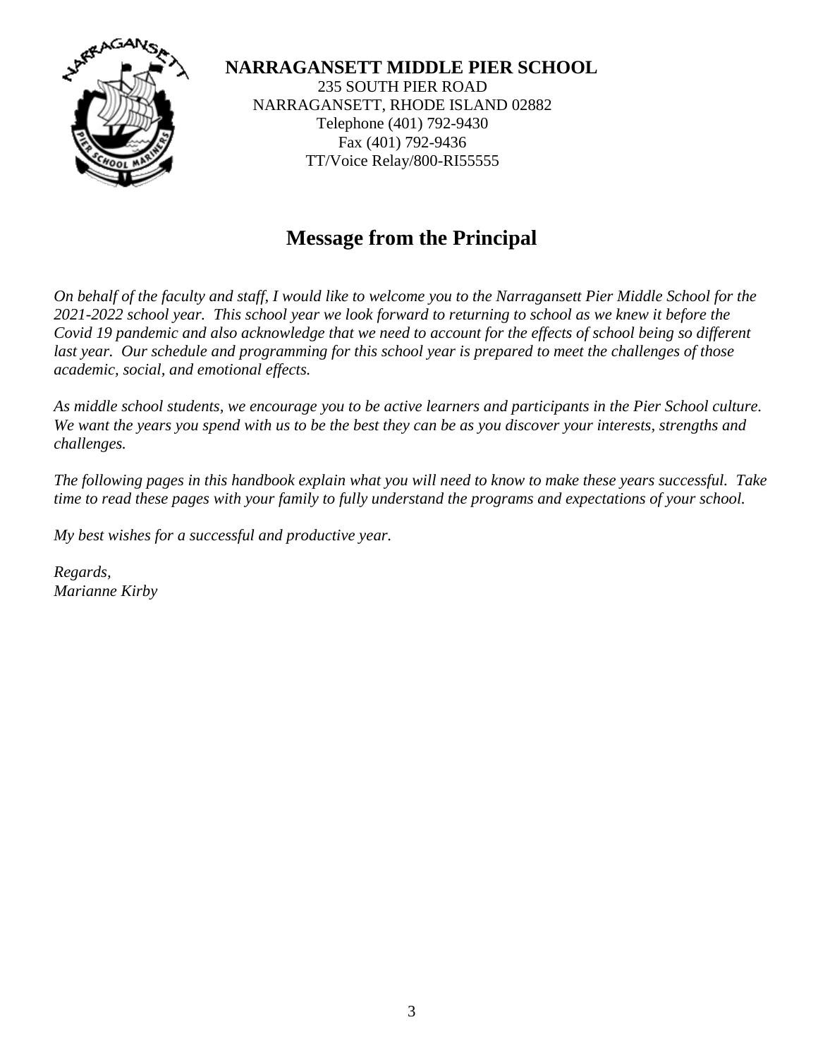**NARRAGANSETT MIDDLE PIER SCHOOL**
235 SOUTH PIER ROAD
NARRAGANSETT, RHODE ISLAND 02882
Telephone (401) 792-9430
Fax (401) 792-9436
TT/Voice Relay/800-RI55555

# Message from the Principal

*On behalf of the faculty and staff, I would like to welcome you to the Narragansett Pier Middle School for the 2021-2022 school year. This school year we look forward to returning to school as we knew it before the Covid 19 pandemic and also acknowledge that we need to account for the effects of school being so different last year. Our schedule and programming for this school year is prepared to meet the challenges of those academic, social, and emotional effects.*

*As middle school students, we encourage you to be active learners and participants in the Pier School culture. We want the years you spend with us to be the best they can be as you discover your interests, strengths and challenges.*

*The following pages in this handbook explain what you will need to know to make these years successful. Take time to read these pages with your family to fully understand the programs and expectations of your school.*

*My best wishes for a successful and productive year.*

*Regards,*
*Marianne Kirby*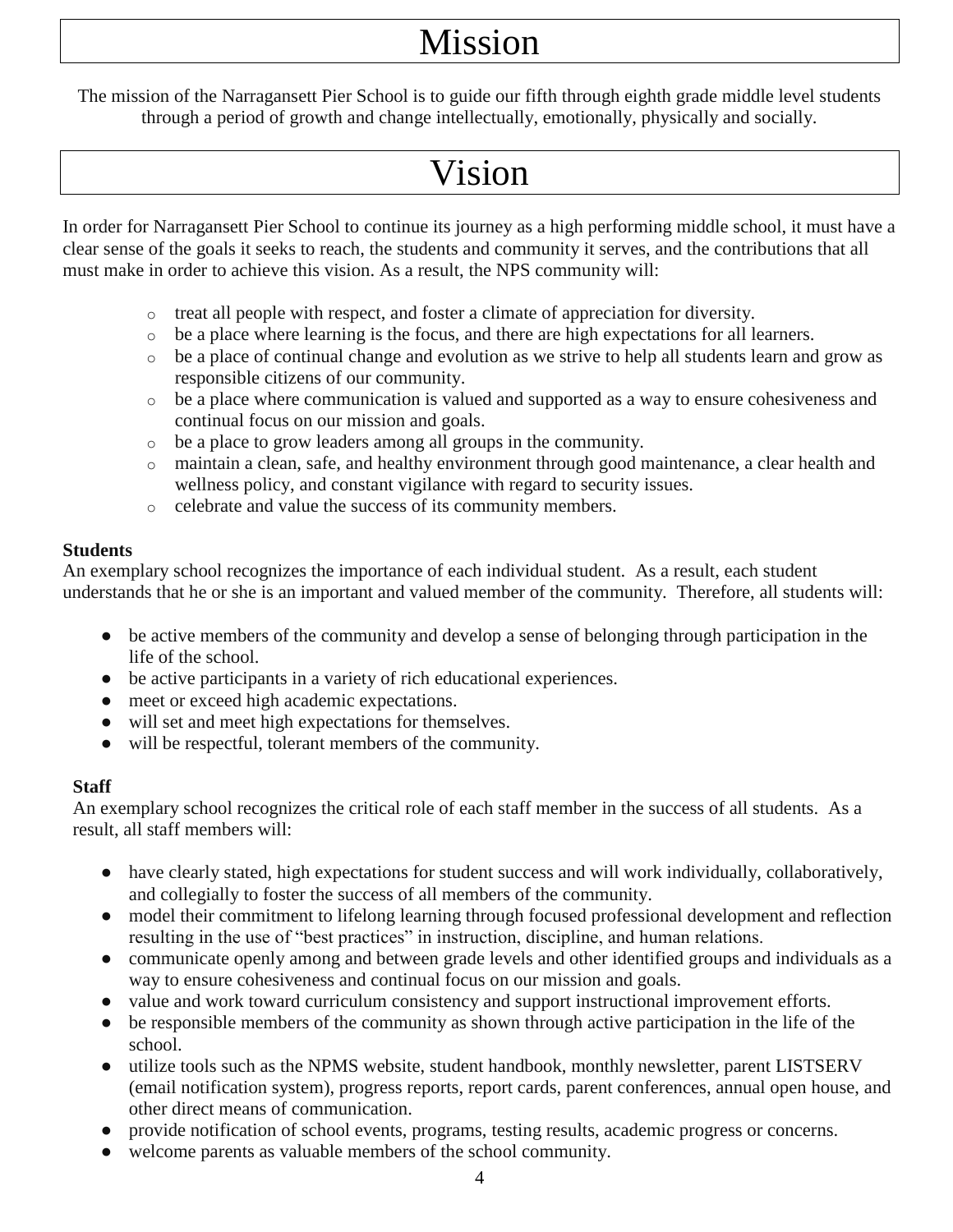# Mission

The mission of the Narragansett Pier School is to guide our fifth through eighth grade middle level students through a period of growth and change intellectually, emotionally, physically and socially.

# Vision

In order for Narragansett Pier School to continue its journey as a high performing middle school, it must have a clear sense of the goals it seeks to reach, the students and community it serves, and the contributions that all must make in order to achieve this vision. As a result, the NPS community will:

- treat all people with respect, and foster a climate of appreciation for diversity.
- be a place where learning is the focus, and there are high expectations for all learners.
- be a place of continual change and evolution as we strive to help all students learn and grow as responsible citizens of our community.
- be a place where communication is valued and supported as a way to ensure cohesiveness and continual focus on our mission and goals.
- be a place to grow leaders among all groups in the community.
- maintain a clean, safe, and healthy environment through good maintenance, a clear health and wellness policy, and constant vigilance with regard to security issues.
- celebrate and value the success of its community members.

**Students**

An exemplary school recognizes the importance of each individual student. As a result, each student understands that he or she is an important and valued member of the community. Therefore, all students will:

- be active members of the community and develop a sense of belonging through participation in the life of the school.
- be active participants in a variety of rich educational experiences.
- meet or exceed high academic expectations.
- will set and meet high expectations for themselves.
- will be respectful, tolerant members of the community.

**Staff**

An exemplary school recognizes the critical role of each staff member in the success of all students. As a result, all staff members will:

- have clearly stated, high expectations for student success and will work individually, collaboratively, and collegially to foster the success of all members of the community.
- model their commitment to lifelong learning through focused professional development and reflection resulting in the use of "best practices" in instruction, discipline, and human relations.
- communicate openly among and between grade levels and other identified groups and individuals as a way to ensure cohesiveness and continual focus on our mission and goals.
- value and work toward curriculum consistency and support instructional improvement efforts.
- be responsible members of the community as shown through active participation in the life of the school.
- utilize tools such as the NPMS website, student handbook, monthly newsletter, parent LISTSERV (email notification system), progress reports, report cards, parent conferences, annual open house, and other direct means of communication.
- provide notification of school events, programs, testing results, academic progress or concerns.
- welcome parents as valuable members of the school community.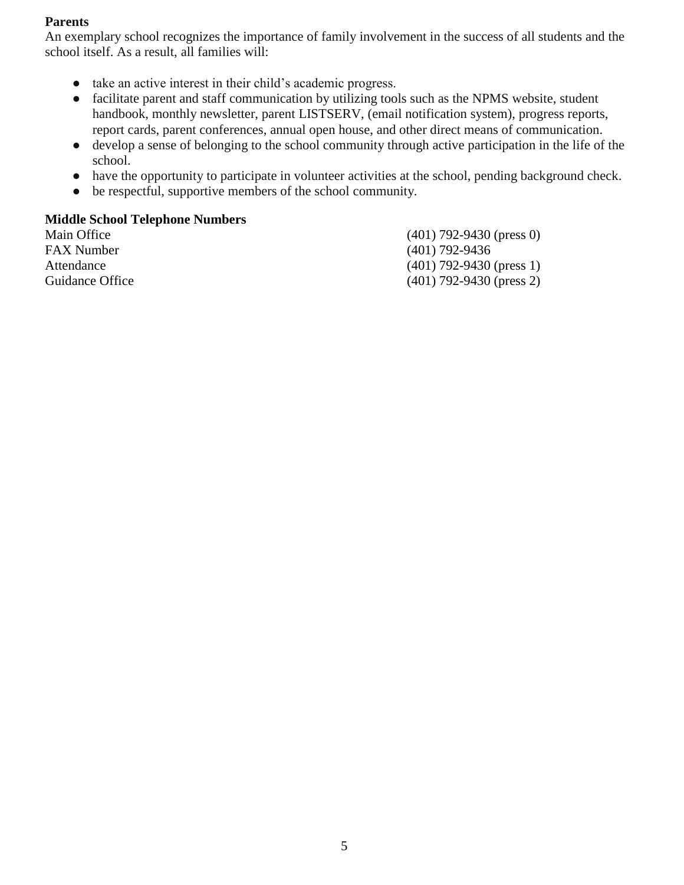**Parents**

An exemplary school recognizes the importance of family involvement in the success of all students and the school itself. As a result, all families will:

- take an active interest in their child's academic progress.
- facilitate parent and staff communication by utilizing tools such as the NPMS website, student handbook, monthly newsletter, parent LISTSERV, (email notification system), progress reports, report cards, parent conferences, annual open house, and other direct means of communication.
- develop a sense of belonging to the school community through active participation in the life of the school.
- have the opportunity to participate in volunteer activities at the school, pending background check.
- be respectful, supportive members of the school community.

**Middle School Telephone Numbers**

| | |
|---|---|
| Main Office | (401) 792-9430 (press 0) |
| FAX Number | (401) 792-9436 |
| Attendance | (401) 792-9430 (press 1) |
| Guidance Office | (401) 792-9430 (press 2) |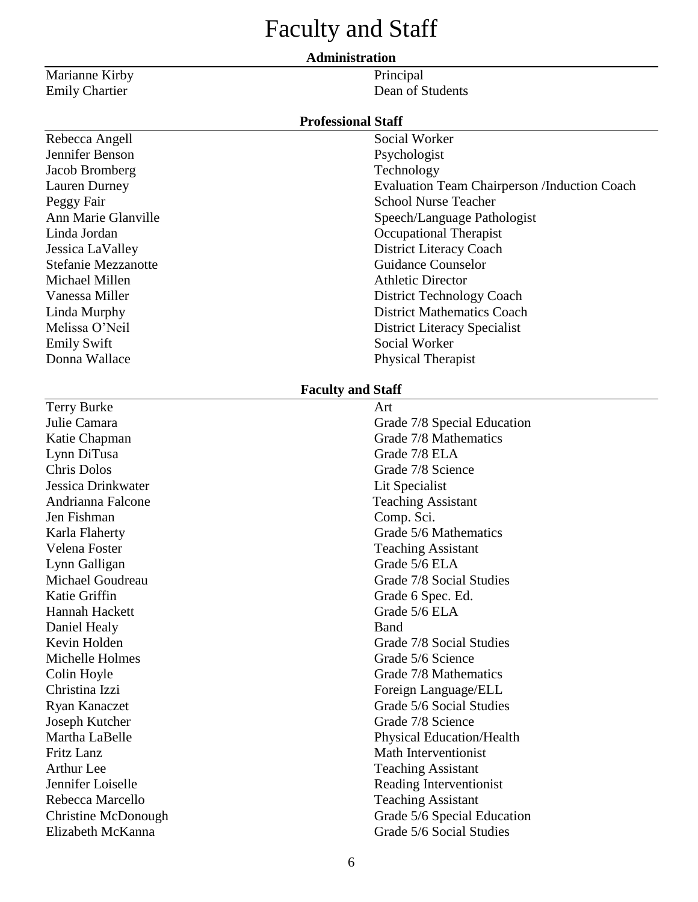# Fafaculty and Staff

## Administration

| | |
|---|---|
| Marianne Kirby | Principal |
| Emily Chartier | Dean of Students |

## Professional Staff

| | |
|---|---|
| Rebecca Angell | Social Worker |
| Jennifer Benson | Psychologist |
| Jacob Bromberg | Technology |
| Lauren Durney | Evaluation Team Chairperson /Induction Coach |
| Peggy Fair | School Nurse Teacher |
| Ann Marie Glanville | Speech/Language Pathologist |
| Linda Jordan | Occupational Therapist |
| Jessica LaValley | District Literacy Coach |
| Stefanie Mezzanotte | Guidance Counselor |
| Michael Millen | Athletic Director |
| Vanessa Miller | District Technology Coach |
| Linda Murphy | District Mathematics Coach |
| Melissa O'Neil | District Literacy Specialist |
| Emily Swift | Social Worker |
| Donna Wallace | Physical Therapist |

## Faculty and Staff

| | |
|---|---|
| Terry Burke | Art |
| Julie Camara | Grade 7/8 Special Education |
| Katie Chapman | Grade 7/8 Mathematics |
| Lynn DiTusa | Grade 7/8 ELA |
| Chris Dolos | Grade 7/8 Science |
| Jessica Drinkwater | Lit Specialist |
| Andrianna Falcone | Teaching Assistant |
| Jen Fishman | Comp. Sci. |
| Karla Flaherty | Grade 5/6 Mathematics |
| Velena Foster | Teaching Assistant |
| Lynn Galligan | Grade 5/6 ELA |
| Michael Goudreau | Grade 7/8 Social Studies |
| Katie Griffin | Grade 6 Spec. Ed. |
| Hannah Hackett | Grade 5/6 ELA |
| Daniel Healy | Band |
| Kevin Holden | Grade 7/8 Social Studies |
| Michelle Holmes | Grade 5/6 Science |
| Colin Hoyle | Grade 7/8 Mathematics |
| Christina Izzi | Foreign Language/ELL |
| Ryan Kanaczet | Grade 5/6 Social Studies |
| Joseph Kutcher | Grade 7/8 Science |
| Martha LaBelle | Physical Education/Health |
| Fritz Lanz | Math Interventionist |
| Arthur Lee | Teaching Assistant |
| Jennifer Loiselle | Reading Interventionist |
| Rebecca Marcello | Teaching Assistant |
| Christine McDonough | Grade 5/6 Special Education |
| Elizabeth McKanna | Grade 5/6 Social Studies |

# Faculty and Staff

## Administration

| | |
|---|---|
| Marianne Kirby | Principal |
| Emily Chartier | Dean of Students |

## Professional Staff

| | |
|---|---|
| Rebecca Angell | Social Worker |
| Jennifer Benson | Psychologist |
| Jacob Bromberg | Technology |
| Lauren Durney | Evaluation Team Chairperson /Induction Coach |
| Peggy Fair | School Nurse Teacher |
| Ann Marie Glanville | Speech/Language Pathologist |
| Linda Jordan | Occupational Therapist |
| Jessica LaValley | District Literacy Coach |
| Stefanie Mezzanotte | Guidance Counselor |
| Michael Millen | Athletic Director |
| Vanessa Miller | District Technology Coach |
| Linda Murphy | District Mathematics Coach |
| Melissa O'Neil | District Literacy Specialist |
| Emily Swift | Social Worker |
| Donna Wallace | Physical Therapist |

## Faculty and Staff

| | |
|---|---|
| Terry Burke | Art |
| Julie Camara | Grade 7/8 Special Education |
| Katie Chapman | Grade 7/8 Mathematics |
| Lynn DiTusa | Grade 7/8 ELA |
| Chris Dolos | Grade 7/8 Science |
| Jessica Drinkwater | Lit Specialist |
| Andrianna Falcone | Teaching Assistant |
| Jen Fishman | Comp. Sci. |
| Karla Flaherty | Grade 5/6 Mathematics |
| Velena Foster | Teaching Assistant |
| Lynn Galligan | Grade 5/6 ELA |
| Michael Goudreau | Grade 7/8 Social Studies |
| Katie Griffin | Grade 6 Spec. Ed. |
| Hannah Hackett | Grade 5/6 ELA |
| Daniel Healy | Band |
| Kevin Holden | Grade 7/8 Social Studies |
| Michelle Holmes | Grade 5/6 Science |
| Colin Hoyle | Grade 7/8 Mathematics |
| Christina Izzi | Foreign Language/ELL |
| Ryan Kanaczet | Grade 5/6 Social Studies |
| Joseph Kutcher | Grade 7/8 Science |
| Martha LaBelle | Physical Education/Health |
| Fritz Lanz | Math Interventionist |
| Arthur Lee | Teaching Assistant |
| Jennifer Loiselle | Reading Interventionist |
| Rebecca Marcello | Teaching Assistant |
| Christine McDonough | Grade 5/6 Special Education |
| Elizabeth McKanna | Grade 5/6 Social Studies |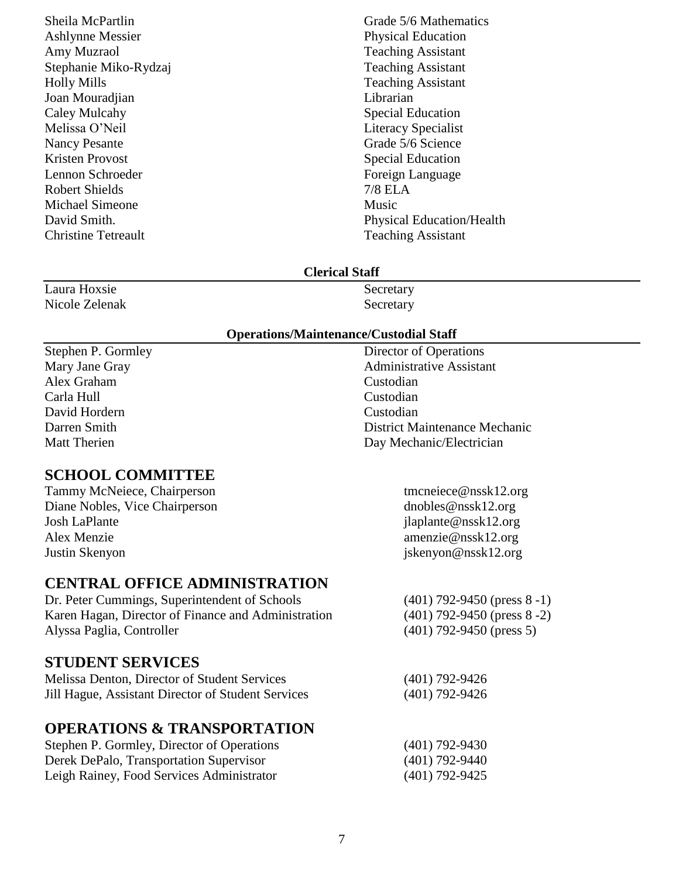| | |
|---|---|
| Sheila McPartlin | Grade 5/6 Mathematics |
| Ashlynne Messier | Physical Education |
| Amy Muzraol | Teaching Assistant |
| Stephanie Miko-Rydzaj | Teaching Assistant |
| Holly Mills | Teaching Assistant |
| Joan Mouradjian | Librarian |
| Caley Mulcahy | Special Education |
| Melissa O'Neil | Literacy Specialist |
| Nancy Pesante | Grade 5/6 Science |
| Kristen Provost | Special Education |
| Lennon Schroeder | Foreign Language |
| Robert Shields | 7/8 ELA |
| Michael Simeone | Music |
| David Smith. | Physical Education/Health |
| Christine Tetreault | Teaching Assistant |

**Clerical Staff**

| | |
|---|---|
| Laura Hoxsie | Secretary |
| Nicole Zelenak | Secretary |

**Operations/Maintenance/Custodial Staff**

| | |
|---|---|
| Stephen P. Gormley | Director of Operations |
| Mary Jane Gray | Administrative Assistant |
| Alex Graham | Custodian |
| Carla Hull | Custodian |
| David Hordern | Custodian |
| Darren Smith | District Maintenance Mechanic |
| Matt Therien | Day Mechanic/Electrician |

## SCHOOL COMMITTEE

| | |
|---|---|
| Tammy McNeiece, Chairperson | tmcneiece@nssk12.org |
| Diane Nobles, Vice Chairperson | dnobles@nssk12.org |
| Josh LaPlante | jlaplante@nssk12.org |
| Alex Menzie | amenzie@nssk12.org |
| Justin Skenyon | jskenyon@nssk12.org |

## CENTRAL OFFICE ADMINISTRATION

| | |
|---|---|
| Dr. Peter Cummings, Superintendent of Schools | (401) 792-9450 (press 8 -1) |
| Karen Hagan, Director of Finance and Administration | (401) 792-9450 (press 8 -2) |
| Alyssa Paglia, Controller | (401) 792-9450 (press 5) |

## STUDENT SERVICES

| | |
|---|---|
| Melissa Denton, Director of Student Services | (401) 792-9426 |
| Jill Hague, Assistant Director of Student Services | (401) 792-9426 |

## OPERATIONS & TRANSPORTATION

| | |
|---|---|
| Stephen P. Gormley, Director of Operations | (401) 792-9430 |
| Derek DePalo, Transportation Supervisor | (401) 792-9440 |
| Leigh Rainey, Food Services Administrator | (401) 792-9425 |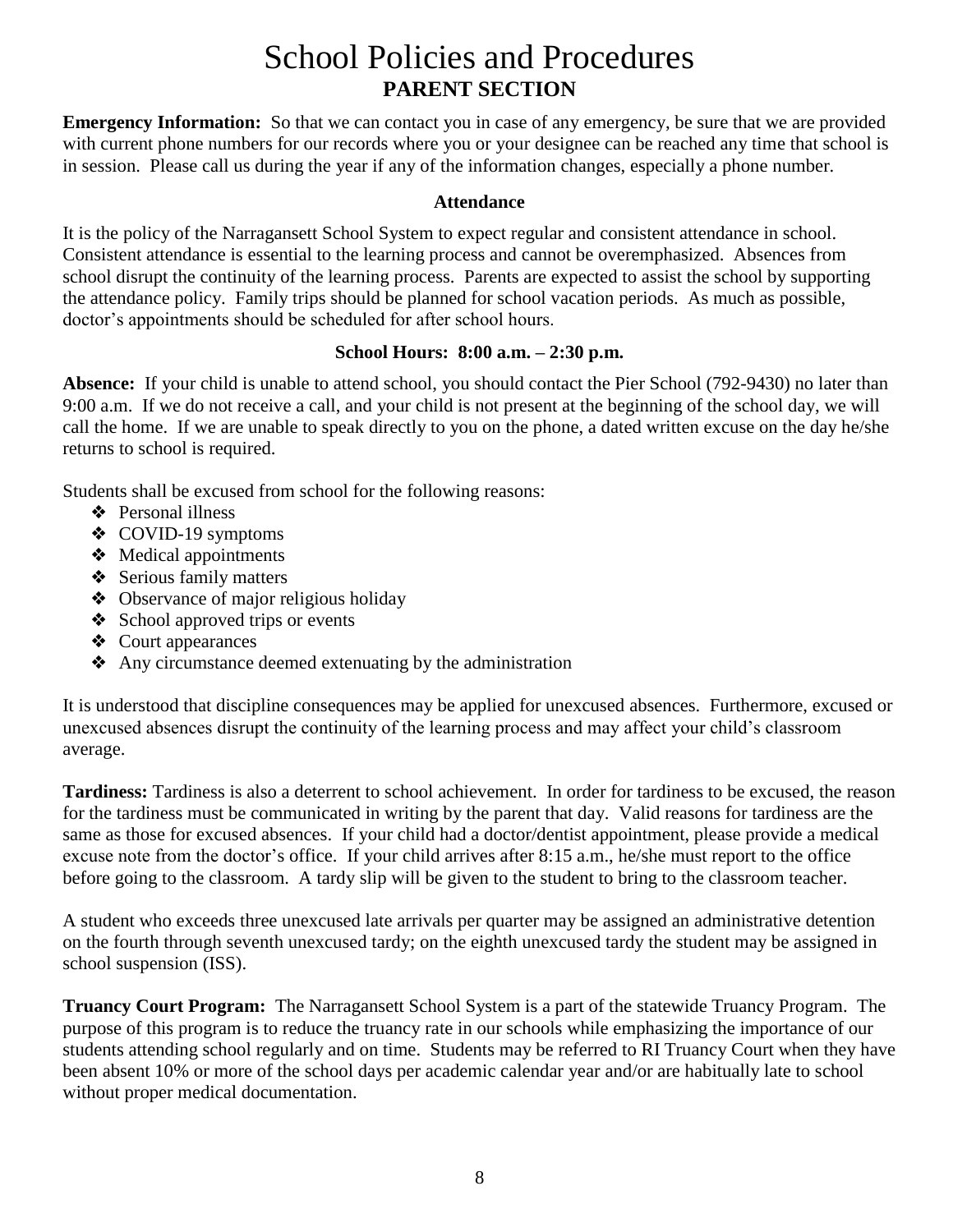# School Policies and Procedures

## PARENT SECTION

**Emergency Information:** So that we can contact you in case of any emergency, be sure that we are provided with current phone numbers for our records where you or your designee can be reached any time that school is in session. Please call us during the year if any of the information changes, especially a phone number.

### Attendance

It is the policy of the Narragansett School System to expect regular and consistent attendance in school. Consistent attendance is essential to the learning process and cannot be overemphasized. Absences from school disrupt the continuity of the learning process. Parents are expected to assist the school by supporting the attendance policy. Family trips should be planned for school vacation periods. As much as possible, doctor's appointments should be scheduled for after school hours.

**School Hours: 8:00 a.m. – 2:30 p.m.**

**Absence:** If your child is unable to attend school, you should contact the Pier School (792-9430) no later than 9:00 a.m. If we do not receive a call, and your child is not present at the beginning of the school day, we will call the home. If we are unable to speak directly to you on the phone, a dated written excuse on the day he/she returns to school is required.

Students shall be excused from school for the following reasons:

- Personal illness
- COVID-19 symptoms
- Medical appointments
- Serious family matters
- Observance of major religious holiday
- School approved trips or events
- Court appearances
- Any circumstance deemed extenuating by the administration

It is understood that discipline consequences may be applied for unexcused absences. Furthermore, excused or unexcused absences disrupt the continuity of the learning process and may affect your child's classroom average.

**Tardiness:** Tardiness is also a deterrent to school achievement. In order for tardiness to be excused, the reason for the tardiness must be communicated in writing by the parent that day. Valid reasons for tardiness are the same as those for excused absences. If your child had a doctor/dentist appointment, please provide a medical excuse note from the doctor's office. If your child arrives after 8:15 a.m., he/she must report to the office before going to the classroom. A tardy slip will be given to the student to bring to the classroom teacher.

A student who exceeds three unexcused late arrivals per quarter may be assigned an administrative detention on the fourth through seventh unexcused tardy; on the eighth unexcused tardy the student may be assigned in school suspension (ISS).

**Truancy Court Program:** The Narragansett School System is a part of the statewide Truancy Program. The purpose of this program is to reduce the truancy rate in our schools while emphasizing the importance of our students attending school regularly and on time. Students may be referred to RI Truancy Court when they have been absent 10% or more of the school days per academic calendar year and/or are habitually late to school without proper medical documentation.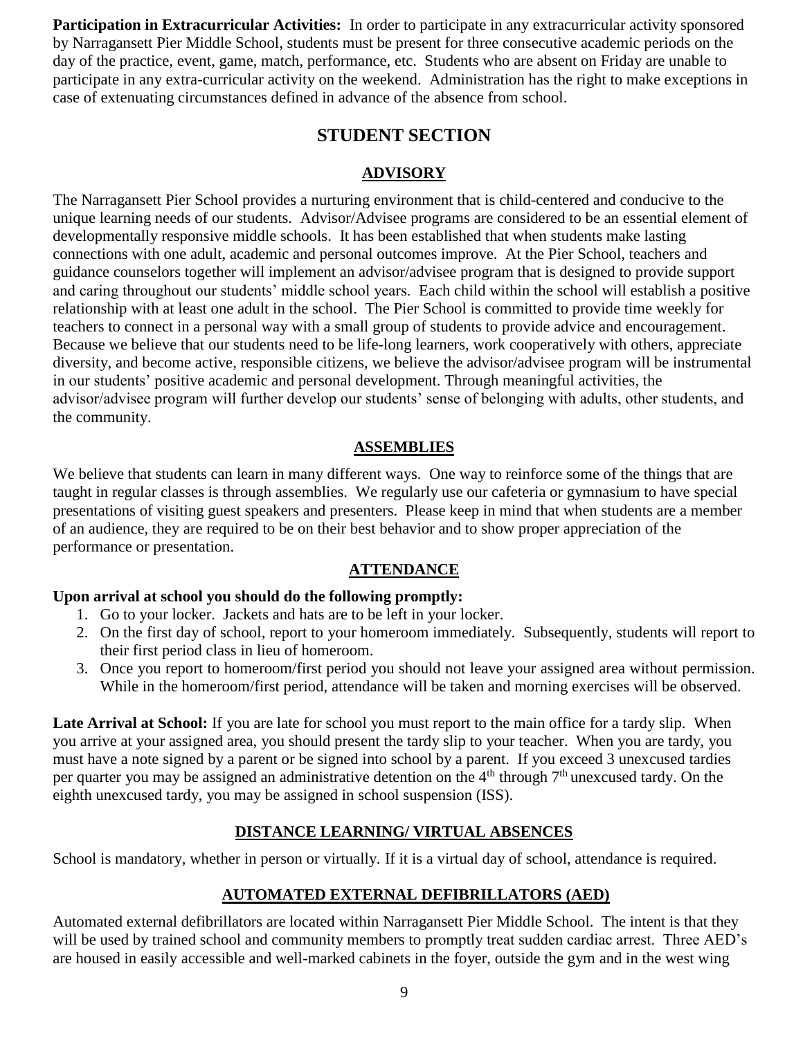**Participation in Extracurricular Activities:** In order to participate in any extracurricular activity sponsored by Narragansett Pier Middle School, students must be present for three consecutive academic periods on the day of the practice, event, game, match, performance, etc. Students who are absent on Friday are unable to participate in any extra-curricular activity on the weekend. Administration has the right to make exceptions in case of extenuating circumstances defined in advance of the absence from school.

# STUDENT SECTION

## ADVISORY

The Narragansett Pier School provides a nurturing environment that is child-centered and conducive to the unique learning needs of our students. Advisor/Advisee programs are considered to be an essential element of developmentally responsive middle schools. It has been established that when students make lasting connections with one adult, academic and personal outcomes improve. At the Pier School, teachers and guidance counselors together will implement an advisor/advisee program that is designed to provide support and caring throughout our students' middle school years. Each child within the school will establish a positive relationship with at least one adult in the school. The Pier School is committed to provide time weekly for teachers to connect in a personal way with a small group of students to provide advice and encouragement. Because we believe that our students need to be life-long learners, work cooperatively with others, appreciate diversity, and become active, responsible citizens, we believe the advisor/advisee program will be instrumental in our students' positive academic and personal development. Through meaningful activities, the advisor/advisee program will further develop our students' sense of belonging with adults, other students, and the community.

## ASSEMBLIES

We believe that students can learn in many different ways. One way to reinforce some of the things that are taught in regular classes is through assemblies. We regularly use our cafeteria or gymnasium to have special presentations of visiting guest speakers and presenters. Please keep in mind that when students are a member of an audience, they are required to be on their best behavior and to show proper appreciation of the performance or presentation.

## ATTENDANCE

**Upon arrival at school you should do the following promptly:**

1. Go to your locker. Jackets and hats are to be left in your locker.
2. On the first day of school, report to your homeroom immediately. Subsequently, students will report to their first period class in lieu of homeroom.
3. Once you report to homeroom/first period you should not leave your assigned area without permission. While in the homeroom/first period, attendance will be taken and morning exercises will be observed.

**Late Arrival at School:** If you are late for school you must report to the main office for a tardy slip. When you arrive at your assigned area, you should present the tardy slip to your teacher. When you are tardy, you must have a note signed by a parent or be signed into school by a parent. If you exceed 3 unexcused tardies per quarter you may be assigned an administrative detention on the 4th through 7th unexcused tardy. On the eighth unexcused tardy, you may be assigned in school suspension (ISS).

## DISTANCE LEARNING/ VIRTUAL ABSENCES

School is mandatory, whether in person or virtually. If it is a virtual day of school, attendance is required.

## AUTOMATED EXTERNAL DEFIBRILLATORS (AED)

Automated external defibrillators are located within Narragansett Pier Middle School. The intent is that they will be used by trained school and community members to promptly treat sudden cardiac arrest. Three AED's are housed in easily accessible and well-marked cabinets in the foyer, outside the gym and in the west wing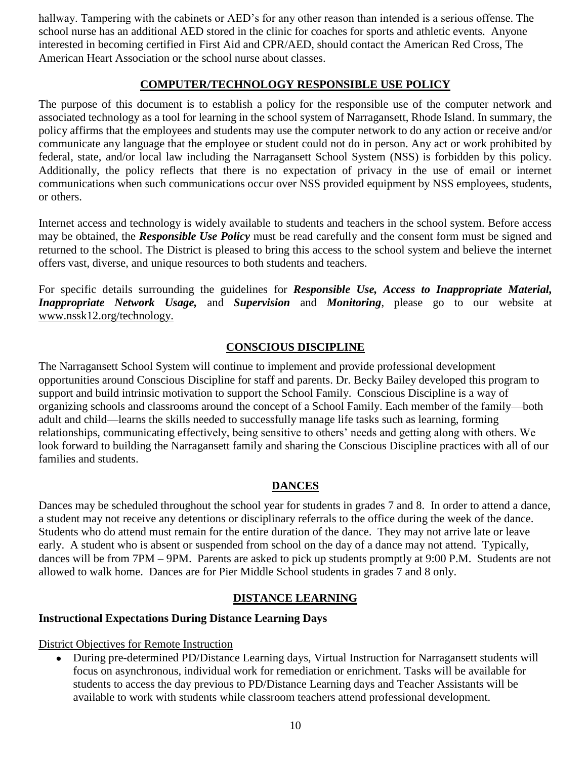hallway. Tampering with the cabinets or AED's for any other reason than intended is a serious offense. The school nurse has an additional AED stored in the clinic for coaches for sports and athletic events. Anyone interested in becoming certified in First Aid and CPR/AED, should contact the American Red Cross, The American Heart Association or the school nurse about classes.

## COMPUTER/TECHNOLOGY RESPONSIBLE USE POLICY

The purpose of this document is to establish a policy for the responsible use of the computer network and associated technology as a tool for learning in the school system of Narragansett, Rhode Island. In summary, the policy affirms that the employees and students may use the computer network to do any action or receive and/or communicate any language that the employee or student could not do in person. Any act or work prohibited by federal, state, and/or local law including the Narragansett School System (NSS) is forbidden by this policy. Additionally, the policy reflects that there is no expectation of privacy in the use of email or internet communications when such communications occur over NSS provided equipment by NSS employees, students, or others.

Internet access and technology is widely available to students and teachers in the school system. Before access may be obtained, the ***Responsible Use Policy*** must be read carefully and the consent form must be signed and returned to the school. The District is pleased to bring this access to the school system and believe the internet offers vast, diverse, and unique resources to both students and teachers.

For specific details surrounding the guidelines for ***Responsible Use, Access to Inappropriate Material, Inappropriate Network Usage,*** and ***Supervision*** and ***Monitoring***, please go to our website at www.nssk12.org/technology.

## CONSCIOUS DISCIPLINE

The Narragansett School System will continue to implement and provide professional development opportunities around Conscious Discipline for staff and parents. Dr. Becky Bailey developed this program to support and build intrinsic motivation to support the School Family. Conscious Discipline is a way of organizing schools and classrooms around the concept of a School Family. Each member of the family—both adult and child—learns the skills needed to successfully manage life tasks such as learning, forming relationships, communicating effectively, being sensitive to others' needs and getting along with others. We look forward to building the Narragansett family and sharing the Conscious Discipline practices with all of our families and students.

## DANCES

Dances may be scheduled throughout the school year for students in grades 7 and 8. In order to attend a dance, a student may not receive any detentions or disciplinary referrals to the office during the week of the dance. Students who do attend must remain for the entire duration of the dance. They may not arrive late or leave early. A student who is absent or suspended from school on the day of a dance may not attend. Typically, dances will be from 7PM – 9PM. Parents are asked to pick up students promptly at 9:00 P.M. Students are not allowed to walk home. Dances are for Pier Middle School students in grades 7 and 8 only.

## DISTANCE LEARNING

### Instructional Expectations During Distance Learning Days

District Objectives for Remote Instruction

- During pre-determined PD/Distance Learning days, Virtual Instruction for Narragansett students will focus on asynchronous, individual work for remediation or enrichment. Tasks will be available for students to access the day previous to PD/Distance Learning days and Teacher Assistants will be available to work with students while classroom teachers attend professional development.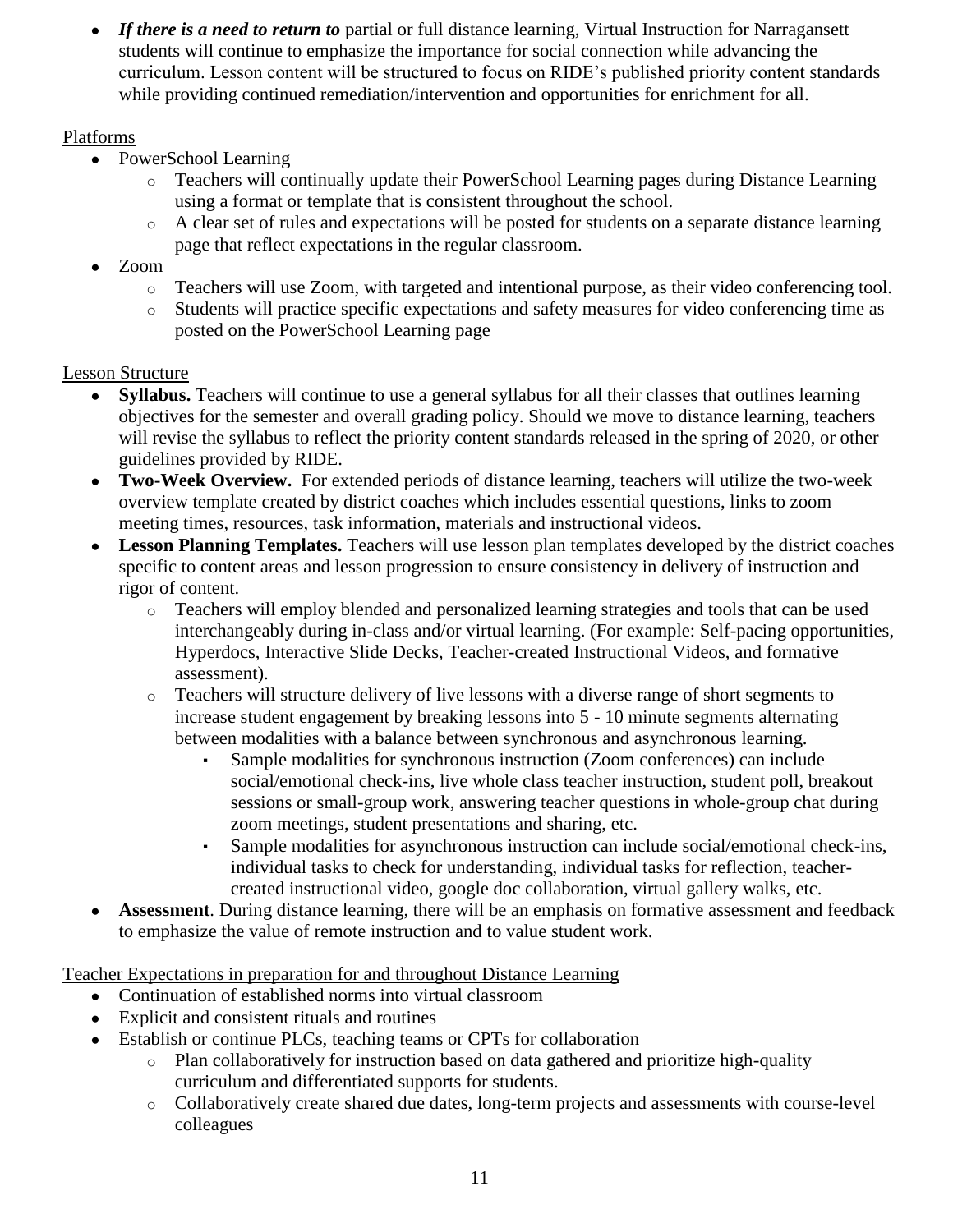- ***If there is a need to return to*** partial or full distance learning, Virtual Instruction for Narragansett students will continue to emphasize the importance for social connection while advancing the curriculum. Lesson content will be structured to focus on RIDE's published priority content standards while providing continued remediation/intervention and opportunities for enrichment for all.

<u>Platforms</u>

- PowerSchool Learning
    - Teachers will continually update their PowerSchool Learning pages during Distance Learning using a format or template that is consistent throughout the school.
    - A clear set of rules and expectations will be posted for students on a separate distance learning page that reflect expectations in the regular classroom.
- Zoom
    - Teachers will use Zoom, with targeted and intentional purpose, as their video conferencing tool.
    - Students will practice specific expectations and safety measures for video conferencing time as posted on the PowerSchool Learning page

<u>Lesson Structure</u>

- **Syllabus.** Teachers will continue to use a general syllabus for all their classes that outlines learning objectives for the semester and overall grading policy. Should we move to distance learning, teachers will revise the syllabus to reflect the priority content standards released in the spring of 2020, or other guidelines provided by RIDE.
- **Two-Week Overview.** For extended periods of distance learning, teachers will utilize the two-week overview template created by district coaches which includes essential questions, links to zoom meeting times, resources, task information, materials and instructional videos.
- **Lesson Planning Templates.** Teachers will use lesson plan templates developed by the district coaches specific to content areas and lesson progression to ensure consistency in delivery of instruction and rigor of content.
    - Teachers will employ blended and personalized learning strategies and tools that can be used interchangeably during in-class and/or virtual learning. (For example: Self-pacing opportunities, Hyperdocs, Interactive Slide Decks, Teacher-created Instructional Videos, and formative assessment).
    - Teachers will structure delivery of live lessons with a diverse range of short segments to increase student engagement by breaking lessons into 5 - 10 minute segments alternating between modalities with a balance between synchronous and asynchronous learning.
        - Sample modalities for synchronous instruction (Zoom conferences) can include social/emotional check-ins, live whole class teacher instruction, student poll, breakout sessions or small-group work, answering teacher questions in whole-group chat during zoom meetings, student presentations and sharing, etc.
        - Sample modalities for asynchronous instruction can include social/emotional check-ins, individual tasks to check for understanding, individual tasks for reflection, teacher-created instructional video, google doc collaboration, virtual gallery walks, etc.
- **Assessment**. During distance learning, there will be an emphasis on formative assessment and feedback to emphasize the value of remote instruction and to value student work.

<u>Teacher Expectations in preparation for and throughout Distance Learning</u>

- Continuation of established norms into virtual classroom
- Explicit and consistent rituals and routines
- Establish or continue PLCs, teaching teams or CPTs for collaboration
    - Plan collaboratively for instruction based on data gathered and prioritize high-quality curriculum and differentiated supports for students.
    - Collaboratively create shared due dates, long-term projects and assessments with course-level colleagues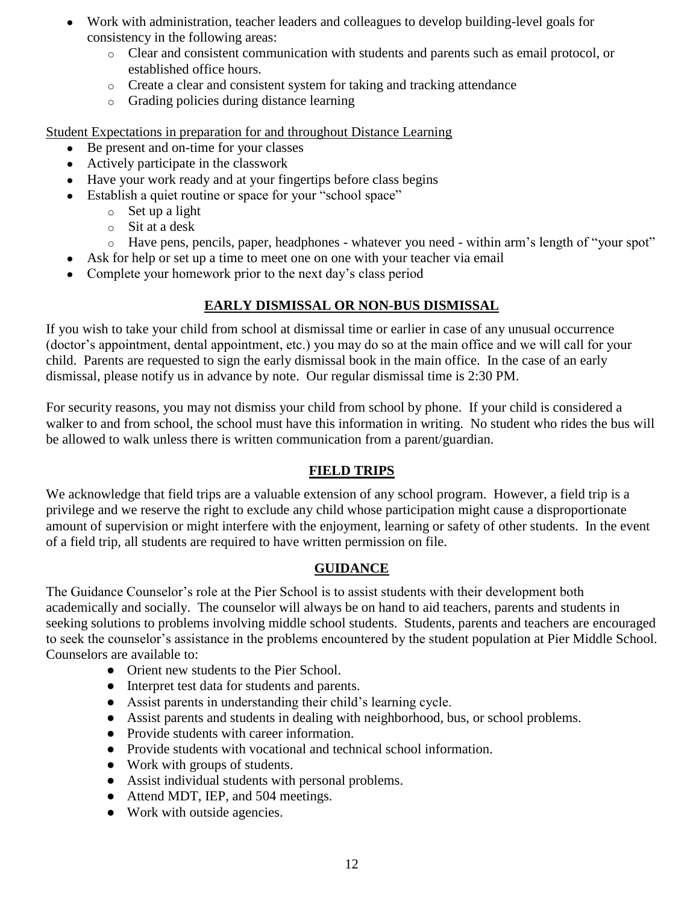- Work with administration, teacher leaders and colleagues to develop building-level goals for consistency in the following areas:
  - Clear and consistent communication with students and parents such as email protocol, or established office hours.
  - Create a clear and consistent system for taking and tracking attendance
  - Grading policies during distance learning

<u>Student Expectations in preparation for and throughout Distance Learning</u>

- Be present and on-time for your classes
- Actively participate in the classwork
- Have your work ready and at your fingertips before class begins
- Establish a quiet routine or space for your "school space"
  - Set up a light
  - Sit at a desk
  - Have pens, pencils, paper, headphones - whatever you need - within arm's length of "your spot"
- Ask for help or set up a time to meet one on one with your teacher via email
- Complete your homework prior to the next day's class period

## EARLY DISMISSAL OR NON-BUS DISMISSAL

If you wish to take your child from school at dismissal time or earlier in case of any unusual occurrence (doctor's appointment, dental appointment, etc.) you may do so at the main office and we will call for your child. Parents are requested to sign the early dismissal book in the main office. In the case of an early dismissal, please notify us in advance by note. Our regular dismissal time is 2:30 PM.

For security reasons, you may not dismiss your child from school by phone. If your child is considered a walker to and from school, the school must have this information in writing. No student who rides the bus will be allowed to walk unless there is written communication from a parent/guardian.

## FIELD TRIPS

We acknowledge that field trips are a valuable extension of any school program. However, a field trip is a privilege and we reserve the right to exclude any child whose participation might cause a disproportionate amount of supervision or might interfere with the enjoyment, learning or safety of other students. In the event of a field trip, all students are required to have written permission on file.

## GUIDANCE

The Guidance Counselor's role at the Pier School is to assist students with their development both academically and socially. The counselor will always be on hand to aid teachers, parents and students in seeking solutions to problems involving middle school students. Students, parents and teachers are encouraged to seek the counselor's assistance in the problems encountered by the student population at Pier Middle School. Counselors are available to:

- Orient new students to the Pier School.
- Interpret test data for students and parents.
- Assist parents in understanding their child's learning cycle.
- Assist parents and students in dealing with neighborhood, bus, or school problems.
- Provide students with career information.
- Provide students with vocational and technical school information.
- Work with groups of students.
- Assist individual students with personal problems.
- Attend MDT, IEP, and 504 meetings.
- Work with outside agencies.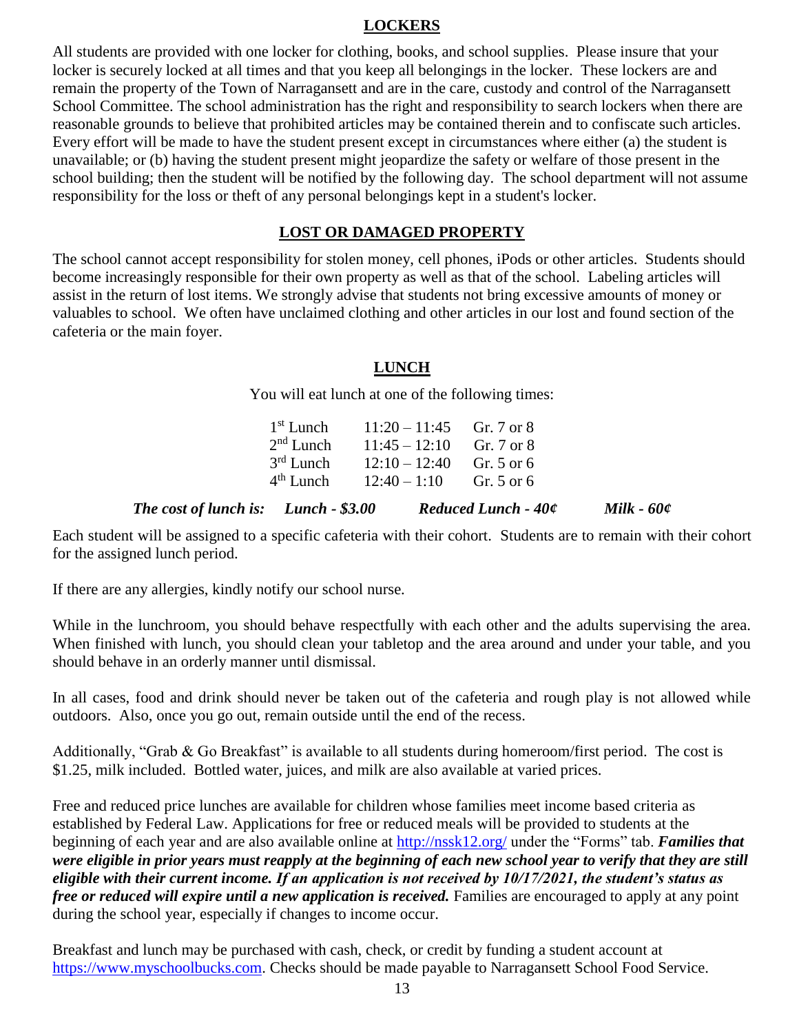## LOCKERS

All students are provided with one locker for clothing, books, and school supplies. Please insure that your locker is securely locked at all times and that you keep all belongings in the locker. These lockers are and remain the property of the Town of Narragansett and are in the care, custody and control of the Narragansett School Committee. The school administration has the right and responsibility to search lockers when there are reasonable grounds to believe that prohibited articles may be contained therein and to confiscate such articles. Every effort will be made to have the student present except in circumstances where either (a) the student is unavailable; or (b) having the student present might jeopardize the safety or welfare of those present in the school building; then the student will be notified by the following day. The school department will not assume responsibility for the loss or theft of any personal belongings kept in a student's locker.

## LOST OR DAMAGED PROPERTY

The school cannot accept responsibility for stolen money, cell phones, iPods or other articles. Students should become increasingly responsible for their own property as well as that of the school. Labeling articles will assist in the return of lost items. We strongly advise that students not bring excessive amounts of money or valuables to school. We often have unclaimed clothing and other articles in our lost and found section of the cafeteria or the main foyer.

## LUNCH

You will eat lunch at one of the following times:

| | | |
|---|---|---|
| 1st Lunch | 11:20 – 11:45 | Gr. 7 or 8 |
| 2nd Lunch | 11:45 – 12:10 | Gr. 7 or 8 |
| 3rd Lunch | 12:10 – 12:40 | Gr. 5 or 6 |
| 4th Lunch | 12:40 – 1:10 | Gr. 5 or 6 |

***The cost of lunch is: Lunch - $3.00 Reduced Lunch - 40¢ Milk - 60¢***

Each student will be assigned to a specific cafeteria with their cohort. Students are to remain with their cohort for the assigned lunch period.

If there are any allergies, kindly notify our school nurse.

While in the lunchroom, you should behave respectfully with each other and the adults supervising the area. When finished with lunch, you should clean your tabletop and the area around and under your table, and you should behave in an orderly manner until dismissal.

In all cases, food and drink should never be taken out of the cafeteria and rough play is not allowed while outdoors. Also, once you go out, remain outside until the end of the recess.

Additionally, "Grab & Go Breakfast" is available to all students during homeroom/first period. The cost is $1.25, milk included. Bottled water, juices, and milk are also available at varied prices.

Free and reduced price lunches are available for children whose families meet income based criteria as established by Federal Law. Applications for free or reduced meals will be provided to students at the beginning of each year and are also available online at http://nssk12.org/ under the "Forms" tab. ***Families that were eligible in prior years must reapply at the beginning of each new school year to verify that they are still eligible with their current income. If an application is not received by 10/17/2021, the student's status as free or reduced will expire until a new application is received.*** Families are encouraged to apply at any point during the school year, especially if changes to income occur.

Breakfast and lunch may be purchased with cash, check, or credit by funding a student account at https://www.myschoolbucks.com. Checks should be made payable to Narragansett School Food Service.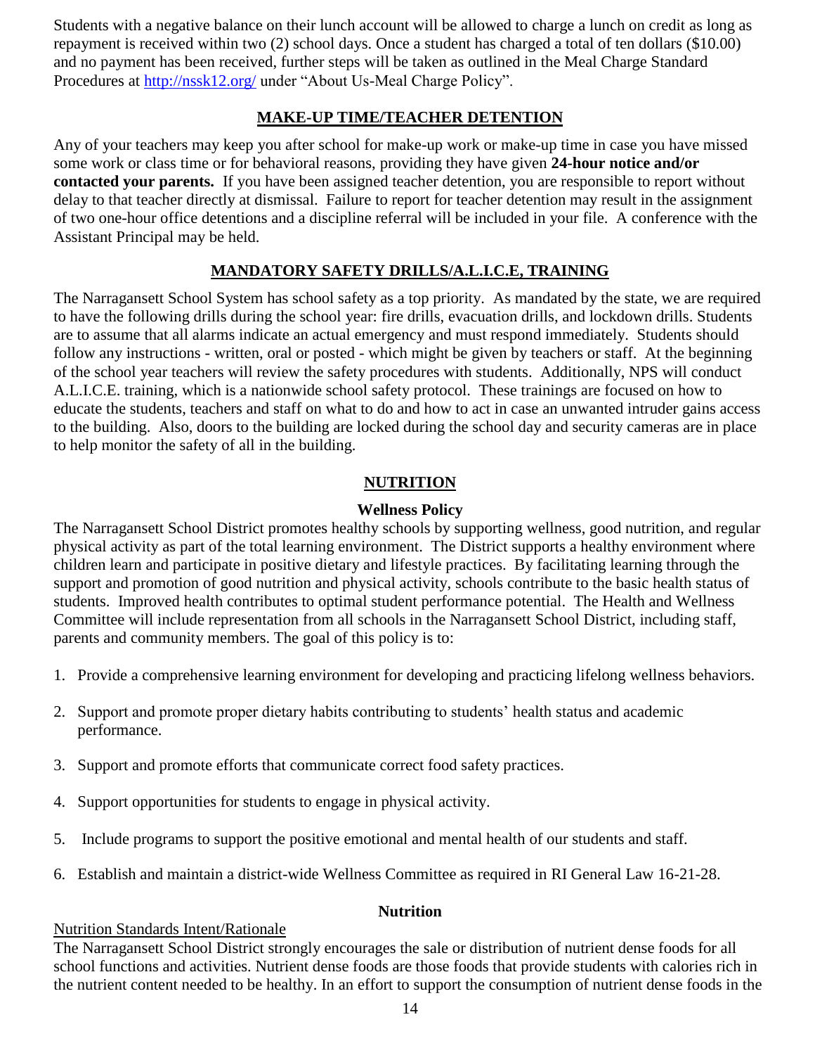Students with a negative balance on their lunch account will be allowed to charge a lunch on credit as long as repayment is received within two (2) school days. Once a student has charged a total of ten dollars ($10.00) and no payment has been received, further steps will be taken as outlined in the Meal Charge Standard Procedures at http://nssk12.org/ under "About Us-Meal Charge Policy".

## MAKE-UP TIME/TEACHER DETENTION

Any of your teachers may keep you after school for make-up work or make-up time in case you have missed some work or class time or for behavioral reasons, providing they have given **24-hour notice and/or contacted your parents.** If you have been assigned teacher detention, you are responsible to report without delay to that teacher directly at dismissal. Failure to report for teacher detention may result in the assignment of two one-hour office detentions and a discipline referral will be included in your file. A conference with the Assistant Principal may be held.

## MANDATORY SAFETY DRILLS/A.L.I.C.E, TRAINING

The Narragansett School System has school safety as a top priority. As mandated by the state, we are required to have the following drills during the school year: fire drills, evacuation drills, and lockdown drills. Students are to assume that all alarms indicate an actual emergency and must respond immediately. Students should follow any instructions - written, oral or posted - which might be given by teachers or staff. At the beginning of the school year teachers will review the safety procedures with students. Additionally, NPS will conduct A.L.I.C.E. training, which is a nationwide school safety protocol. These trainings are focused on how to educate the students, teachers and staff on what to do and how to act in case an unwanted intruder gains access to the building. Also, doors to the building are locked during the school day and security cameras are in place to help monitor the safety of all in the building.

## NUTRITION

### Wellness Policy

The Narragansett School District promotes healthy schools by supporting wellness, good nutrition, and regular physical activity as part of the total learning environment. The District supports a healthy environment where children learn and participate in positive dietary and lifestyle practices. By facilitating learning through the support and promotion of good nutrition and physical activity, schools contribute to the basic health status of students. Improved health contributes to optimal student performance potential. The Health and Wellness Committee will include representation from all schools in the Narragansett School District, including staff, parents and community members. The goal of this policy is to:

1. Provide a comprehensive learning environment for developing and practicing lifelong wellness behaviors.
2. Support and promote proper dietary habits contributing to students' health status and academic performance.
3. Support and promote efforts that communicate correct food safety practices.
4. Support opportunities for students to engage in physical activity.
5. Include programs to support the positive emotional and mental health of our students and staff.
6. Establish and maintain a district-wide Wellness Committee as required in RI General Law 16-21-28.

### Nutrition

Nutrition Standards Intent/Rationale

The Narragansett School District strongly encourages the sale or distribution of nutrient dense foods for all school functions and activities. Nutrient dense foods are those foods that provide students with calories rich in the nutrient content needed to be healthy. In an effort to support the consumption of nutrient dense foods in the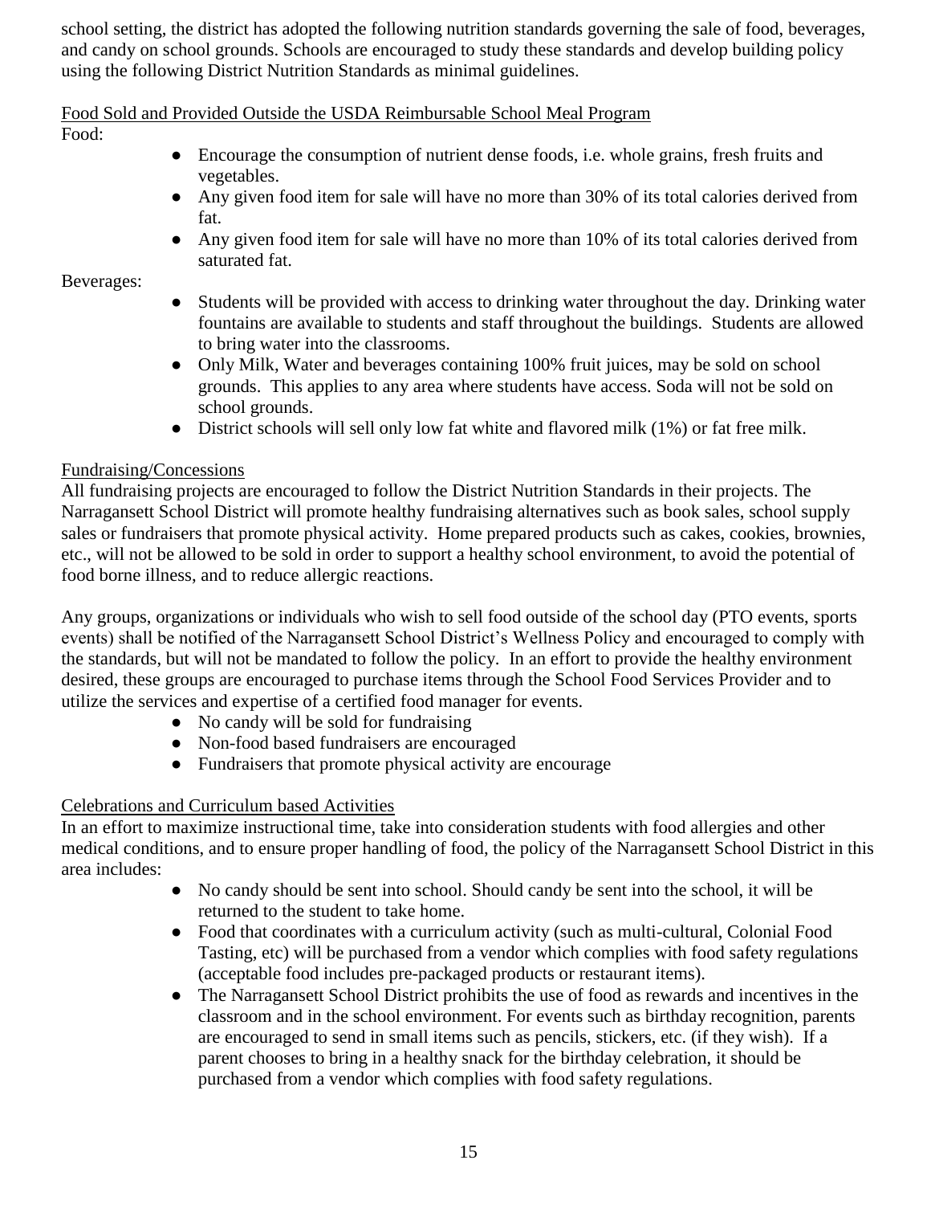school setting, the district has adopted the following nutrition standards governing the sale of food, beverages, and candy on school grounds. Schools are encouraged to study these standards and develop building policy using the following District Nutrition Standards as minimal guidelines.

Food Sold and Provided Outside the USDA Reimbursable School Meal Program

Food:

- Encourage the consumption of nutrient dense foods, i.e. whole grains, fresh fruits and vegetables.
- Any given food item for sale will have no more than 30% of its total calories derived from fat.
- Any given food item for sale will have no more than 10% of its total calories derived from saturated fat.

Beverages:

- Students will be provided with access to drinking water throughout the day. Drinking water fountains are available to students and staff throughout the buildings. Students are allowed to bring water into the classrooms.
- Only Milk, Water and beverages containing 100% fruit juices, may be sold on school grounds. This applies to any area where students have access. Soda will not be sold on school grounds.
- District schools will sell only low fat white and flavored milk (1%) or fat free milk.

Fundraising/Concessions

All fundraising projects are encouraged to follow the District Nutrition Standards in their projects. The Narragansett School District will promote healthy fundraising alternatives such as book sales, school supply sales or fundraisers that promote physical activity. Home prepared products such as cakes, cookies, brownies, etc., will not be allowed to be sold in order to support a healthy school environment, to avoid the potential of food borne illness, and to reduce allergic reactions.

Any groups, organizations or individuals who wish to sell food outside of the school day (PTO events, sports events) shall be notified of the Narragansett School District's Wellness Policy and encouraged to comply with the standards, but will not be mandated to follow the policy. In an effort to provide the healthy environment desired, these groups are encouraged to purchase items through the School Food Services Provider and to utilize the services and expertise of a certified food manager for events.

- No candy will be sold for fundraising
- Non-food based fundraisers are encouraged
- Fundraisers that promote physical activity are encourage

Celebrations and Curriculum based Activities

In an effort to maximize instructional time, take into consideration students with food allergies and other medical conditions, and to ensure proper handling of food, the policy of the Narragansett School District in this area includes:

- No candy should be sent into school. Should candy be sent into the school, it will be returned to the student to take home.
- Food that coordinates with a curriculum activity (such as multi-cultural, Colonial Food Tasting, etc) will be purchased from a vendor which complies with food safety regulations (acceptable food includes pre-packaged products or restaurant items).
- The Narragansett School District prohibits the use of food as rewards and incentives in the classroom and in the school environment. For events such as birthday recognition, parents are encouraged to send in small items such as pencils, stickers, etc. (if they wish). If a parent chooses to bring in a healthy snack for the birthday celebration, it should be purchased from a vendor which complies with food safety regulations.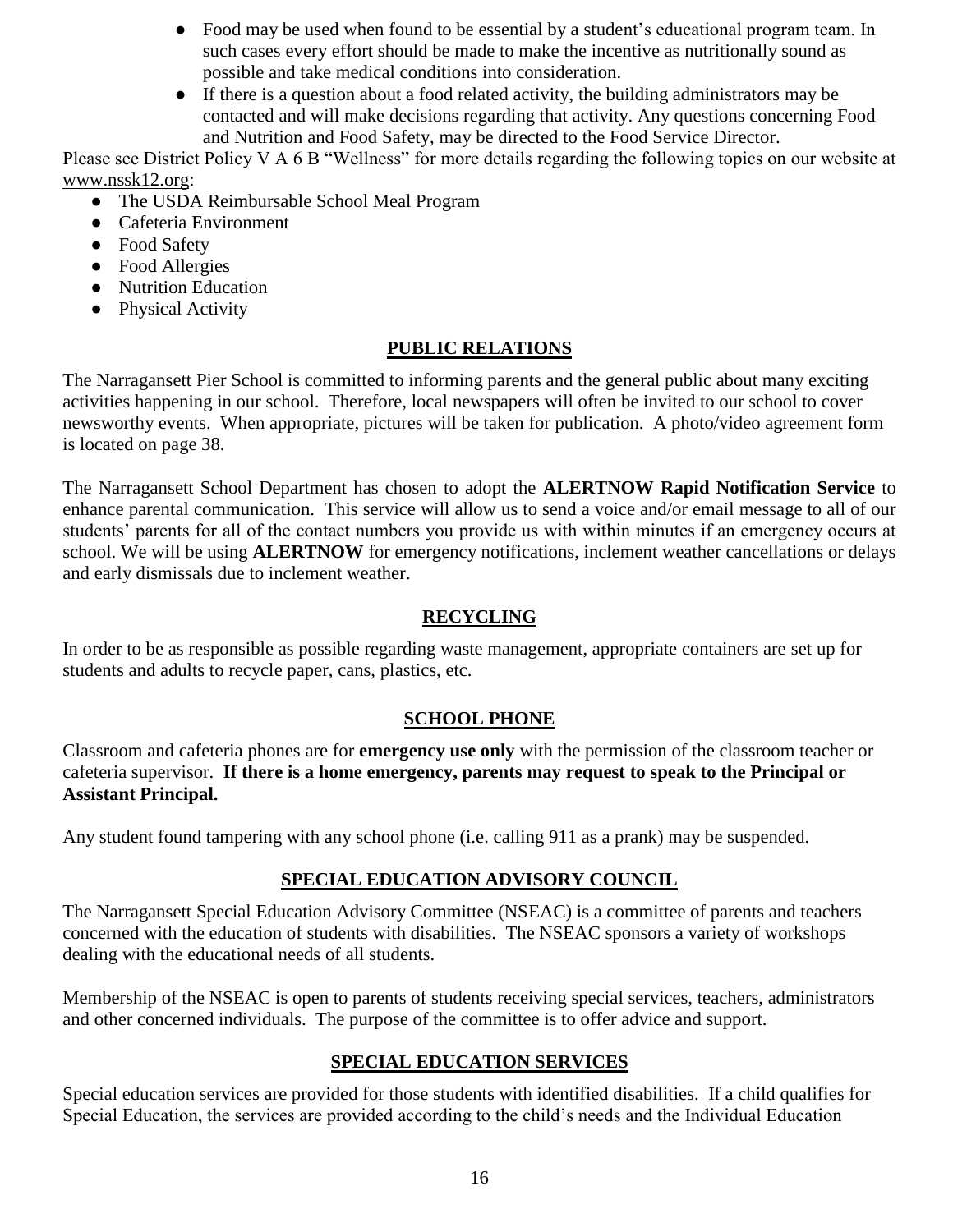- Food may be used when found to be essential by a student's educational program team. In such cases every effort should be made to make the incentive as nutritionally sound as possible and take medical conditions into consideration.
- If there is a question about a food related activity, the building administrators may be contacted and will make decisions regarding that activity. Any questions concerning Food and Nutrition and Food Safety, may be directed to the Food Service Director.

Please see District Policy V A 6 B "Wellness" for more details regarding the following topics on our website at www.nssk12.org:

- The USDA Reimbursable School Meal Program
- Cafeteria Environment
- Food Safety
- Food Allergies
- Nutrition Education
- Physical Activity

## PUBLIC RELATIONS

The Narragansett Pier School is committed to informing parents and the general public about many exciting activities happening in our school. Therefore, local newspapers will often be invited to our school to cover newsworthy events. When appropriate, pictures will be taken for publication. A photo/video agreement form is located on page 38.

The Narragansett School Department has chosen to adopt the **ALERTNOW Rapid Notification Service** to enhance parental communication. This service will allow us to send a voice and/or email message to all of our students' parents for all of the contact numbers you provide us with within minutes if an emergency occurs at school. We will be using **ALERTNOW** for emergency notifications, inclement weather cancellations or delays and early dismissals due to inclement weather.

## RECYCLING

In order to be as responsible as possible regarding waste management, appropriate containers are set up for students and adults to recycle paper, cans, plastics, etc.

## SCHOOL PHONE

Classroom and cafeteria phones are for **emergency use only** with the permission of the classroom teacher or cafeteria supervisor. **If there is a home emergency, parents may request to speak to the Principal or Assistant Principal.**

Any student found tampering with any school phone (i.e. calling 911 as a prank) may be suspended.

## SPECIAL EDUCATION ADVISORY COUNCIL

The Narragansett Special Education Advisory Committee (NSEAC) is a committee of parents and teachers concerned with the education of students with disabilities. The NSEAC sponsors a variety of workshops dealing with the educational needs of all students.

Membership of the NSEAC is open to parents of students receiving special services, teachers, administrators and other concerned individuals. The purpose of the committee is to offer advice and support.

## SPECIAL EDUCATION SERVICES

Special education services are provided for those students with identified disabilities. If a child qualifies for Special Education, the services are provided according to the child's needs and the Individual Education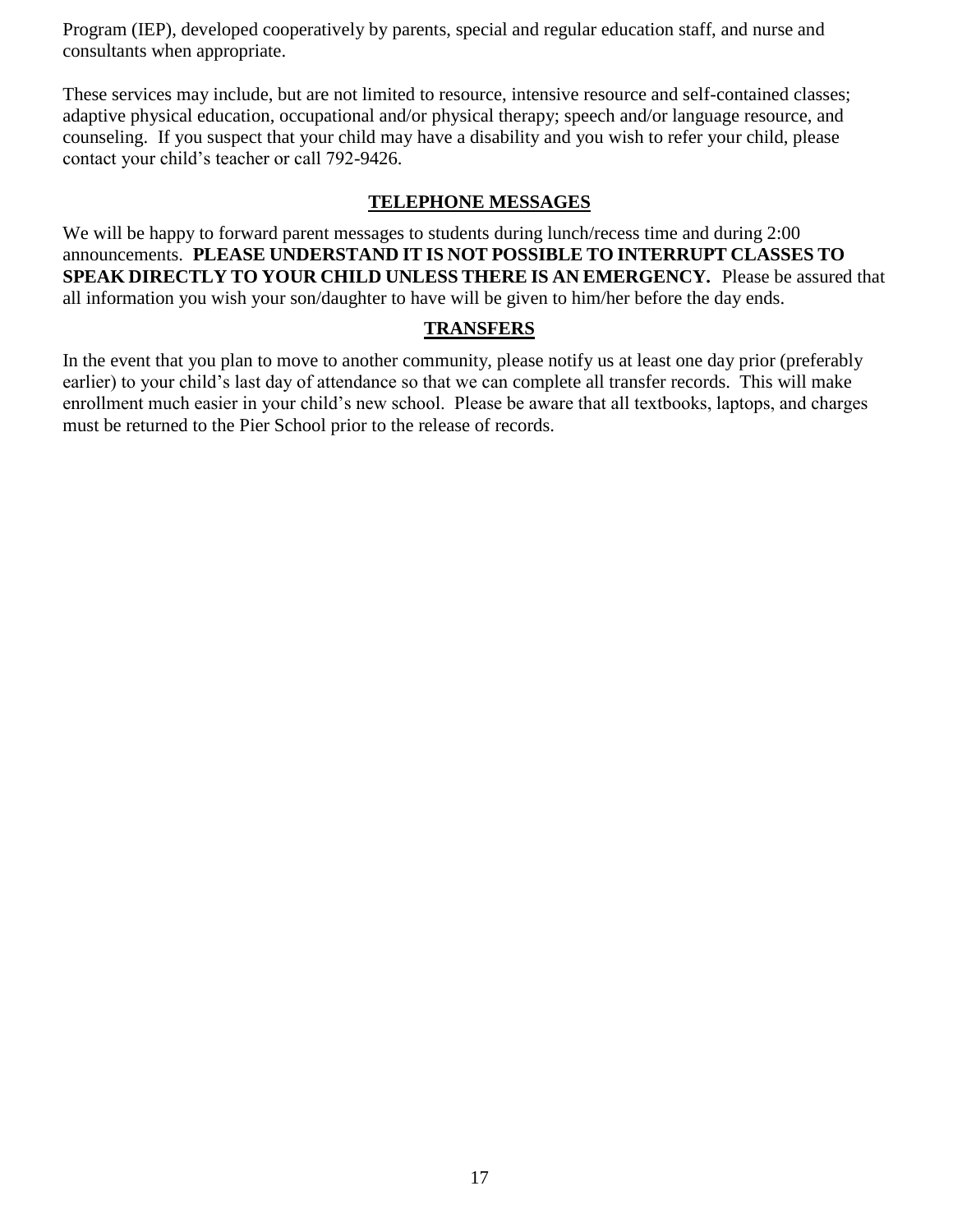Program (IEP), developed cooperatively by parents, special and regular education staff, and nurse and consultants when appropriate.

These services may include, but are not limited to resource, intensive resource and self-contained classes; adaptive physical education, occupational and/or physical therapy; speech and/or language resource, and counseling. If you suspect that your child may have a disability and you wish to refer your child, please contact your child's teacher or call 792-9426.

## TELEPHONE MESSAGES

We will be happy to forward parent messages to students during lunch/recess time and during 2:00 announcements. **PLEASE UNDERSTAND IT IS NOT POSSIBLE TO INTERRUPT CLASSES TO SPEAK DIRECTLY TO YOUR CHILD UNLESS THERE IS AN EMERGENCY.** Please be assured that all information you wish your son/daughter to have will be given to him/her before the day ends.

## TRANSFERS

In the event that you plan to move to another community, please notify us at least one day prior (preferably earlier) to your child's last day of attendance so that we can complete all transfer records. This will make enrollment much easier in your child's new school. Please be aware that all textbooks, laptops, and charges must be returned to the Pier School prior to the release of records.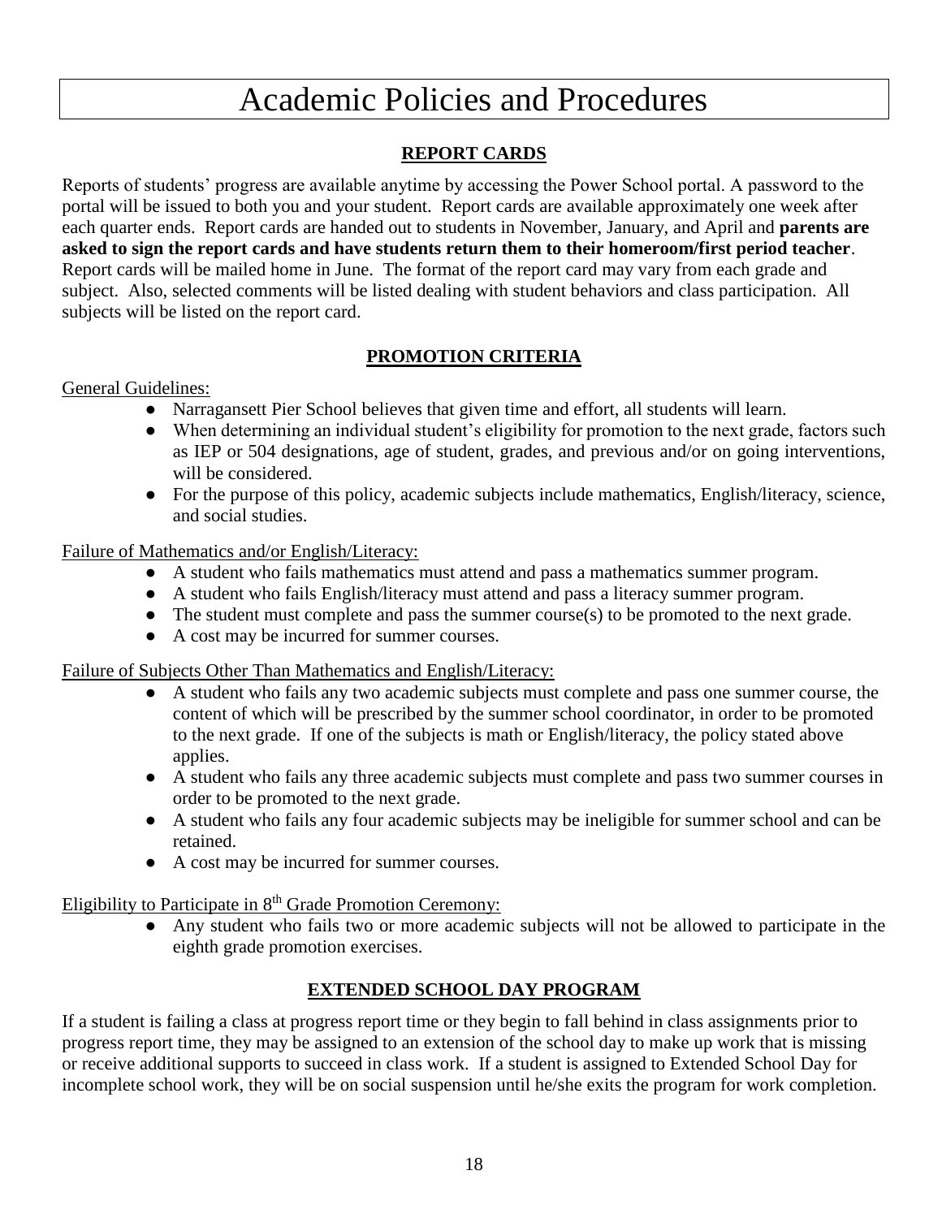# Academic Policies and Procedures

## REPORT CARDS

Reports of students' progress are available anytime by accessing the Power School portal. A password to the portal will be issued to both you and your student. Report cards are available approximately one week after each quarter ends. Report cards are handed out to students in November, January, and April and **parents are asked to sign the report cards and have students return them to their homeroom/first period teacher**. Report cards will be mailed home in June. The format of the report card may vary from each grade and subject. Also, selected comments will be listed dealing with student behaviors and class participation. All subjects will be listed on the report card.

## PROMOTION CRITERIA

General Guidelines:

- Narragansett Pier School believes that given time and effort, all students will learn.
- When determining an individual student's eligibility for promotion to the next grade, factors such as IEP or 504 designations, age of student, grades, and previous and/or on going interventions, will be considered.
- For the purpose of this policy, academic subjects include mathematics, English/literacy, science, and social studies.

Failure of Mathematics and/or English/Literacy:

- A student who fails mathematics must attend and pass a mathematics summer program.
- A student who fails English/literacy must attend and pass a literacy summer program.
- The student must complete and pass the summer course(s) to be promoted to the next grade.
- A cost may be incurred for summer courses.

Failure of Subjects Other Than Mathematics and English/Literacy:

- A student who fails any two academic subjects must complete and pass one summer course, the content of which will be prescribed by the summer school coordinator, in order to be promoted to the next grade. If one of the subjects is math or English/literacy, the policy stated above applies.
- A student who fails any three academic subjects must complete and pass two summer courses in order to be promoted to the next grade.
- A student who fails any four academic subjects may be ineligible for summer school and can be retained.
- A cost may be incurred for summer courses.

Eligibility to Participate in 8th Grade Promotion Ceremony:

- Any student who fails two or more academic subjects will not be allowed to participate in the eighth grade promotion exercises.

## EXTENDED SCHOOL DAY PROGRAM

If a student is failing a class at progress report time or they begin to fall behind in class assignments prior to progress report time, they may be assigned to an extension of the school day to make up work that is missing or receive additional supports to succeed in class work. If a student is assigned to Extended School Day for incomplete school work, they will be on social suspension until he/she exits the program for work completion.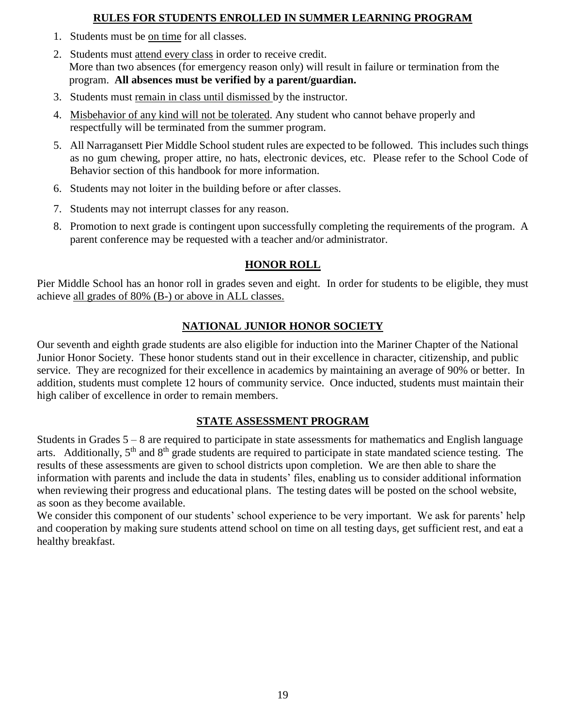## RULES FOR STUDENTS ENROLLED IN SUMMER LEARNING PROGRAM

1. Students must be on time for all classes.
2. Students must attend every class in order to receive credit.
   More than two absences (for emergency reason only) will result in failure or termination from the program. **All absences must be verified by a parent/guardian.**
3. Students must remain in class until dismissed by the instructor.
4. Misbehavior of any kind will not be tolerated. Any student who cannot behave properly and respectfully will be terminated from the summer program.
5. All Narragansett Pier Middle School student rules are expected to be followed. This includes such things as no gum chewing, proper attire, no hats, electronic devices, etc. Please refer to the School Code of Behavior section of this handbook for more information.
6. Students may not loiter in the building before or after classes.
7. Students may not interrupt classes for any reason.
8. Promotion to next grade is contingent upon successfully completing the requirements of the program. A parent conference may be requested with a teacher and/or administrator.

## HONOR ROLL

Pier Middle School has an honor roll in grades seven and eight. In order for students to be eligible, they must achieve all grades of 80% (B-) or above in ALL classes.

## NATIONAL JUNIOR HONOR SOCIETY

Our seventh and eighth grade students are also eligible for induction into the Mariner Chapter of the National Junior Honor Society. These honor students stand out in their excellence in character, citizenship, and public service. They are recognized for their excellence in academics by maintaining an average of 90% or better. In addition, students must complete 12 hours of community service. Once inducted, students must maintain their high caliber of excellence in order to remain members.

## STATE ASSESSMENT PROGRAM

Students in Grades 5 – 8 are required to participate in state assessments for mathematics and English language arts. Additionally, 5th and 8th grade students are required to participate in state mandated science testing. The results of these assessments are given to school districts upon completion. We are then able to share the information with parents and include the data in students' files, enabling us to consider additional information when reviewing their progress and educational plans. The testing dates will be posted on the school website, as soon as they become available.

We consider this component of our students' school experience to be very important. We ask for parents' help and cooperation by making sure students attend school on time on all testing days, get sufficient rest, and eat a healthy breakfast.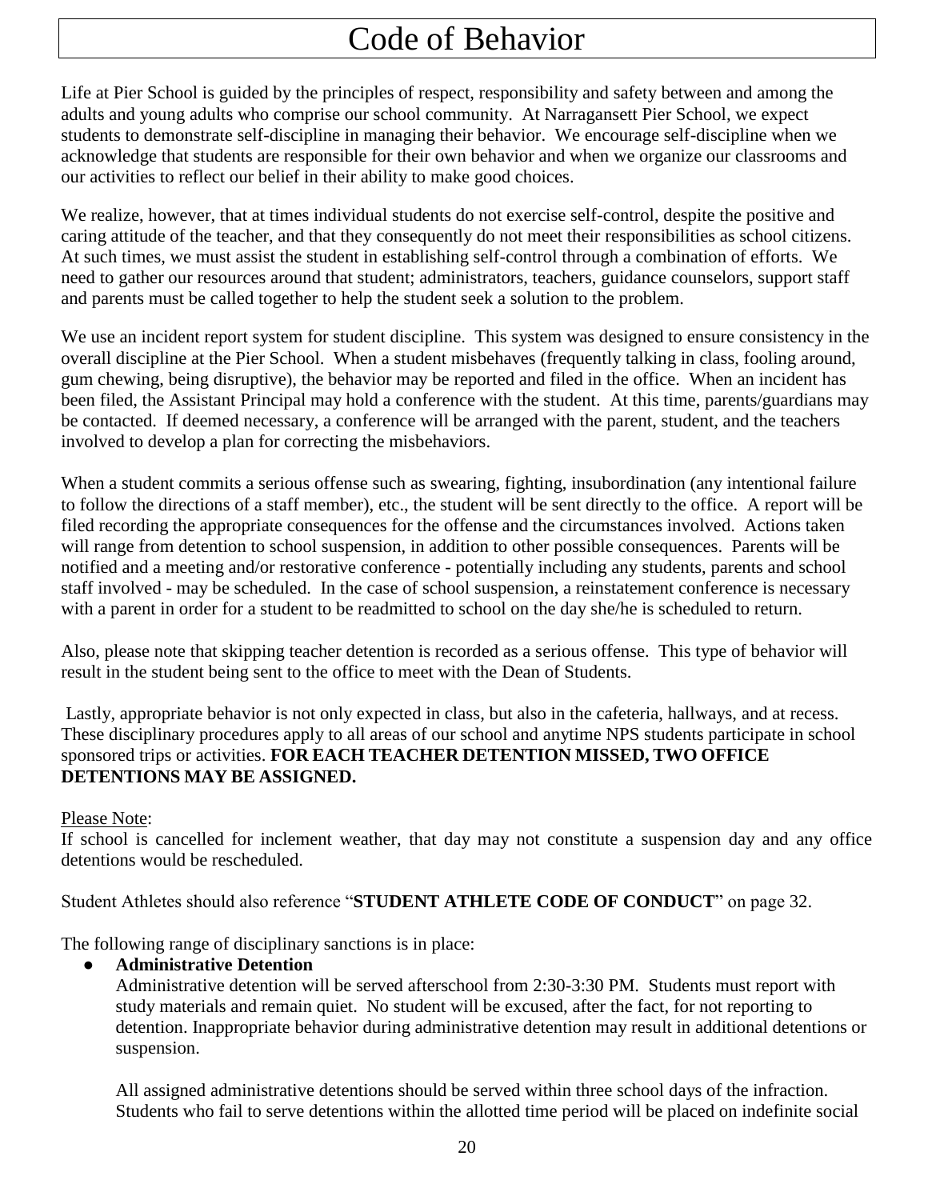# Code of Behavior

Life at Pier School is guided by the principles of respect, responsibility and safety between and among the adults and young adults who comprise our school community. At Narragansett Pier School, we expect students to demonstrate self-discipline in managing their behavior. We encourage self-discipline when we acknowledge that students are responsible for their own behavior and when we organize our classrooms and our activities to reflect our belief in their ability to make good choices.

We realize, however, that at times individual students do not exercise self-control, despite the positive and caring attitude of the teacher, and that they consequently do not meet their responsibilities as school citizens. At such times, we must assist the student in establishing self-control through a combination of efforts. We need to gather our resources around that student; administrators, teachers, guidance counselors, support staff and parents must be called together to help the student seek a solution to the problem.

We use an incident report system for student discipline. This system was designed to ensure consistency in the overall discipline at the Pier School. When a student misbehaves (frequently talking in class, fooling around, gum chewing, being disruptive), the behavior may be reported and filed in the office. When an incident has been filed, the Assistant Principal may hold a conference with the student. At this time, parents/guardians may be contacted. If deemed necessary, a conference will be arranged with the parent, student, and the teachers involved to develop a plan for correcting the misbehaviors.

When a student commits a serious offense such as swearing, fighting, insubordination (any intentional failure to follow the directions of a staff member), etc., the student will be sent directly to the office. A report will be filed recording the appropriate consequences for the offense and the circumstances involved. Actions taken will range from detention to school suspension, in addition to other possible consequences. Parents will be notified and a meeting and/or restorative conference - potentially including any students, parents and school staff involved - may be scheduled. In the case of school suspension, a reinstatement conference is necessary with a parent in order for a student to be readmitted to school on the day she/he is scheduled to return.

Also, please note that skipping teacher detention is recorded as a serious offense. This type of behavior will result in the student being sent to the office to meet with the Dean of Students.

Lastly, appropriate behavior is not only expected in class, but also in the cafeteria, hallways, and at recess. These disciplinary procedures apply to all areas of our school and anytime NPS students participate in school sponsored trips or activities. **FOR EACH TEACHER DETENTION MISSED, TWO OFFICE DETENTIONS MAY BE ASSIGNED.**

Please Note:
If school is cancelled for inclement weather, that day may not constitute a suspension day and any office detentions would be rescheduled.

Student Athletes should also reference "**STUDENT ATHLETE CODE OF CONDUCT**" on page 32.

The following range of disciplinary sanctions is in place:

- **Administrative Detention**
  Administrative detention will be served afterschool from 2:30-3:30 PM. Students must report with study materials and remain quiet. No student will be excused, after the fact, for not reporting to detention. Inappropriate behavior during administrative detention may result in additional detentions or suspension.

  All assigned administrative detentions should be served within three school days of the infraction. Students who fail to serve detentions within the allotted time period will be placed on indefinite social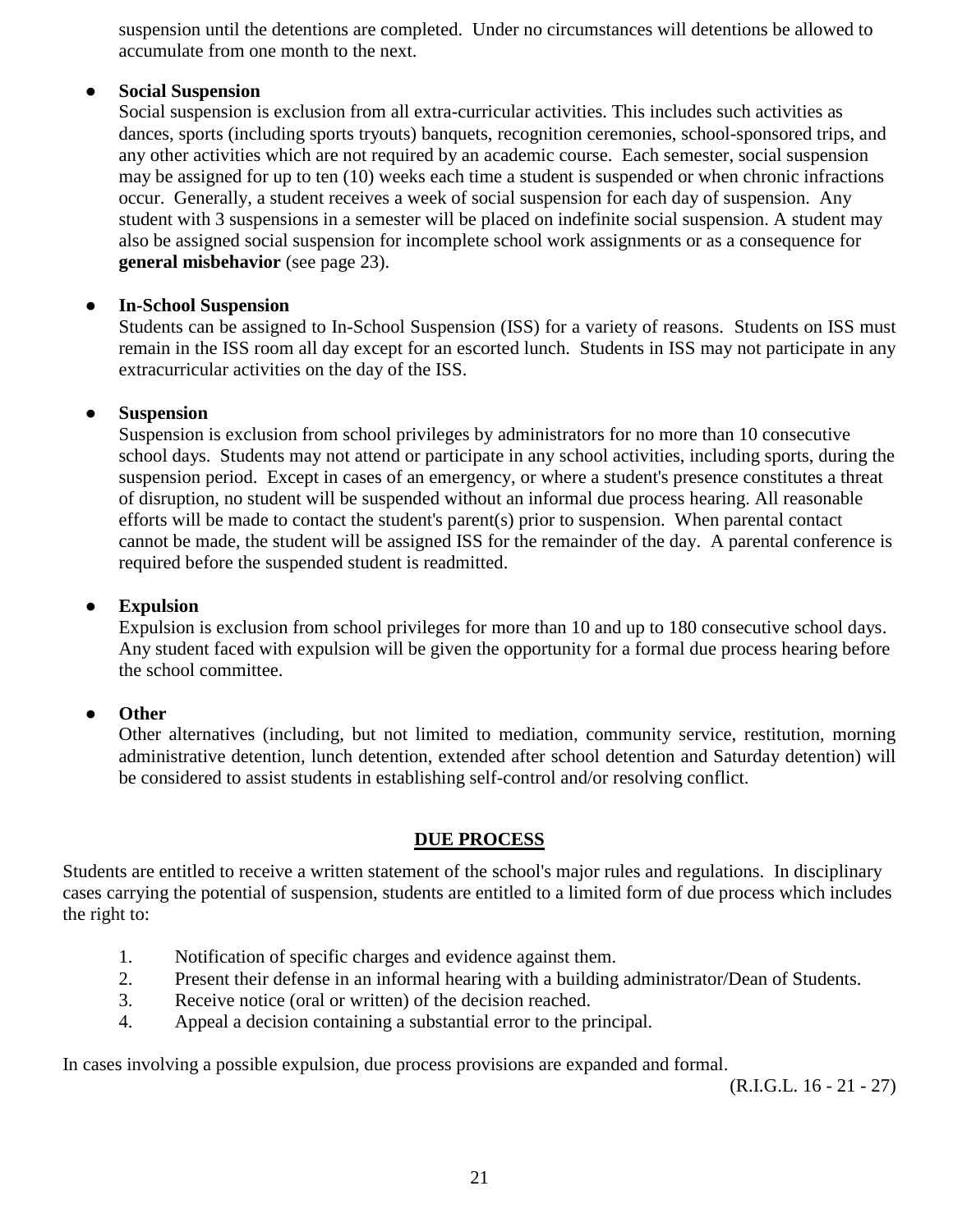suspension until the detentions are completed. Under no circumstances will detentions be allowed to accumulate from one month to the next.

- **Social Suspension**
  Social suspension is exclusion from all extra-curricular activities. This includes such activities as dances, sports (including sports tryouts) banquets, recognition ceremonies, school-sponsored trips, and any other activities which are not required by an academic course. Each semester, social suspension may be assigned for up to ten (10) weeks each time a student is suspended or when chronic infractions occur. Generally, a student receives a week of social suspension for each day of suspension. Any student with 3 suspensions in a semester will be placed on indefinite social suspension. A student may also be assigned social suspension for incomplete school work assignments or as a consequence for **general misbehavior** (see page 23).

- **In-School Suspension**
  Students can be assigned to In-School Suspension (ISS) for a variety of reasons. Students on ISS must remain in the ISS room all day except for an escorted lunch. Students in ISS may not participate in any extracurricular activities on the day of the ISS.

- **Suspension**
  Suspension is exclusion from school privileges by administrators for no more than 10 consecutive school days. Students may not attend or participate in any school activities, including sports, during the suspension period. Except in cases of an emergency, or where a student's presence constitutes a threat of disruption, no student will be suspended without an informal due process hearing. All reasonable efforts will be made to contact the student's parent(s) prior to suspension. When parental contact cannot be made, the student will be assigned ISS for the remainder of the day. A parental conference is required before the suspended student is readmitted.

- **Expulsion**
  Expulsion is exclusion from school privileges for more than 10 and up to 180 consecutive school days. Any student faced with expulsion will be given the opportunity for a formal due process hearing before the school committee.

- **Other**
  Other alternatives (including, but not limited to mediation, community service, restitution, morning administrative detention, lunch detention, extended after school detention and Saturday detention) will be considered to assist students in establishing self-control and/or resolving conflict.

## DUE PROCESS

Students are entitled to receive a written statement of the school's major rules and regulations. In disciplinary cases carrying the potential of suspension, students are entitled to a limited form of due process which includes the right to:

1. Notification of specific charges and evidence against them.
2. Present their defense in an informal hearing with a building administrator/Dean of Students.
3. Receive notice (oral or written) of the decision reached.
4. Appeal a decision containing a substantial error to the principal.

In cases involving a possible expulsion, due process provisions are expanded and formal.

(R.I.G.L. 16 - 21 - 27)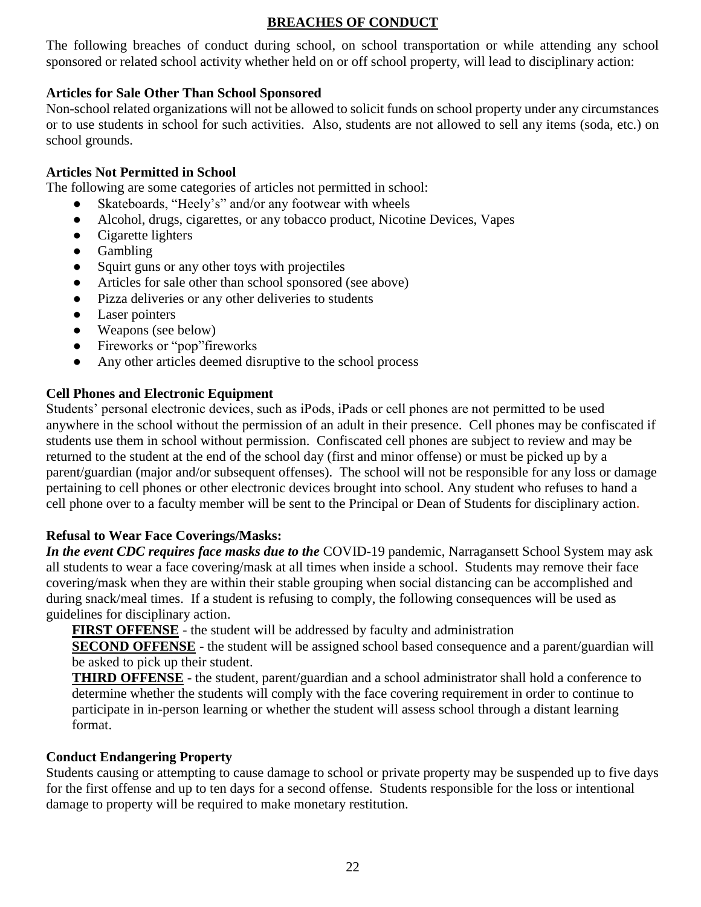## BREACHES OF CONDUCT

The following breaches of conduct during school, on school transportation or while attending any school sponsored or related school activity whether held on or off school property, will lead to disciplinary action:

### Articles for Sale Other Than School Sponsored

Non-school related organizations will not be allowed to solicit funds on school property under any circumstances or to use students in school for such activities. Also, students are not allowed to sell any items (soda, etc.) on school grounds.

### Articles Not Permitted in School

The following are some categories of articles not permitted in school:

- Skateboards, "Heely's" and/or any footwear with wheels
- Alcohol, drugs, cigarettes, or any tobacco product, Nicotine Devices, Vapes
- Cigarette lighters
- Gambling
- Squirt guns or any other toys with projectiles
- Articles for sale other than school sponsored (see above)
- Pizza deliveries or any other deliveries to students
- Laser pointers
- Weapons (see below)
- Fireworks or "pop"fireworks
- Any other articles deemed disruptive to the school process

### Cell Phones and Electronic Equipment

Students' personal electronic devices, such as iPods, iPads or cell phones are not permitted to be used anywhere in the school without the permission of an adult in their presence. Cell phones may be confiscated if students use them in school without permission. Confiscated cell phones are subject to review and may be returned to the student at the end of the school day (first and minor offense) or must be picked up by a parent/guardian (major and/or subsequent offenses). The school will not be responsible for any loss or damage pertaining to cell phones or other electronic devices brought into school. Any student who refuses to hand a cell phone over to a faculty member will be sent to the Principal or Dean of Students for disciplinary action.

### Refusal to Wear Face Coverings/Masks:

***In the event CDC requires face masks due to the*** COVID-19 pandemic, Narragansett School System may ask all students to wear a face covering/mask at all times when inside a school. Students may remove their face covering/mask when they are within their stable grouping when social distancing can be accomplished and during snack/meal times. If a student is refusing to comply, the following consequences will be used as guidelines for disciplinary action.

**FIRST OFFENSE** - the student will be addressed by faculty and administration

**SECOND OFFENSE** - the student will be assigned school based consequence and a parent/guardian will be asked to pick up their student.

**THIRD OFFENSE** - the student, parent/guardian and a school administrator shall hold a conference to determine whether the students will comply with the face covering requirement in order to continue to participate in in-person learning or whether the student will assess school through a distant learning format.

### Conduct Endangering Property

Students causing or attempting to cause damage to school or private property may be suspended up to five days for the first offense and up to ten days for a second offense. Students responsible for the loss or intentional damage to property will be required to make monetary restitution.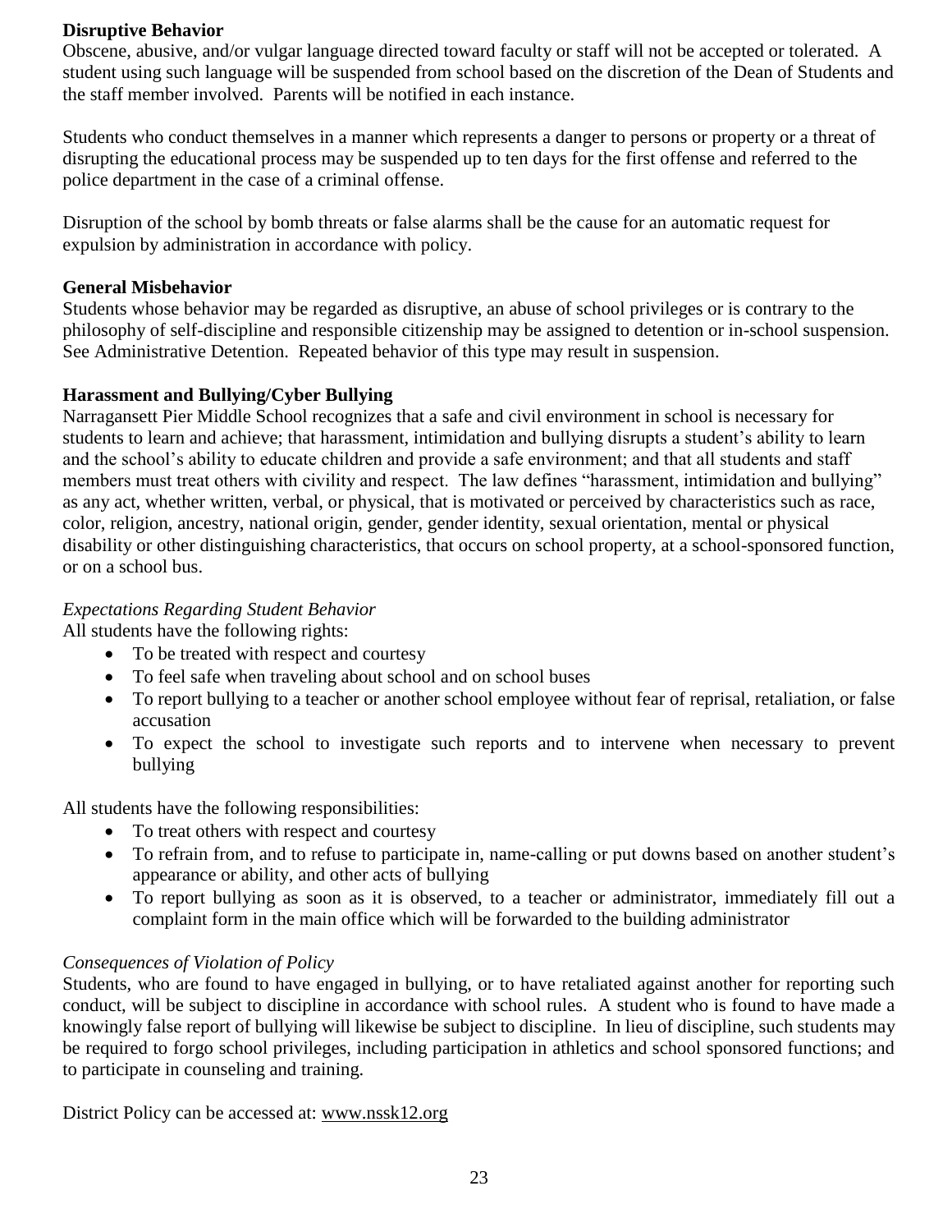**Disruptive Behavior**

Obscene, abusive, and/or vulgar language directed toward faculty or staff will not be accepted or tolerated. A student using such language will be suspended from school based on the discretion of the Dean of Students and the staff member involved. Parents will be notified in each instance.

Students who conduct themselves in a manner which represents a danger to persons or property or a threat of disrupting the educational process may be suspended up to ten days for the first offense and referred to the police department in the case of a criminal offense.

Disruption of the school by bomb threats or false alarms shall be the cause for an automatic request for expulsion by administration in accordance with policy.

**General Misbehavior**

Students whose behavior may be regarded as disruptive, an abuse of school privileges or is contrary to the philosophy of self-discipline and responsible citizenship may be assigned to detention or in-school suspension. See Administrative Detention. Repeated behavior of this type may result in suspension.

**Harassment and Bullying/Cyber Bullying**

Narragansett Pier Middle School recognizes that a safe and civil environment in school is necessary for students to learn and achieve; that harassment, intimidation and bullying disrupts a student's ability to learn and the school's ability to educate children and provide a safe environment; and that all students and staff members must treat others with civility and respect. The law defines "harassment, intimidation and bullying" as any act, whether written, verbal, or physical, that is motivated or perceived by characteristics such as race, color, religion, ancestry, national origin, gender, gender identity, sexual orientation, mental or physical disability or other distinguishing characteristics, that occurs on school property, at a school-sponsored function, or on a school bus.

*Expectations Regarding Student Behavior*

All students have the following rights:

- To be treated with respect and courtesy
- To feel safe when traveling about school and on school buses
- To report bullying to a teacher or another school employee without fear of reprisal, retaliation, or false accusation
- To expect the school to investigate such reports and to intervene when necessary to prevent bullying

All students have the following responsibilities:

- To treat others with respect and courtesy
- To refrain from, and to refuse to participate in, name-calling or put downs based on another student's appearance or ability, and other acts of bullying
- To report bullying as soon as it is observed, to a teacher or administrator, immediately fill out a complaint form in the main office which will be forwarded to the building administrator

*Consequences of Violation of Policy*

Students, who are found to have engaged in bullying, or to have retaliated against another for reporting such conduct, will be subject to discipline in accordance with school rules. A student who is found to have made a knowingly false report of bullying will likewise be subject to discipline. In lieu of discipline, such students may be required to forgo school privileges, including participation in athletics and school sponsored functions; and to participate in counseling and training.

District Policy can be accessed at: www.nssk12.org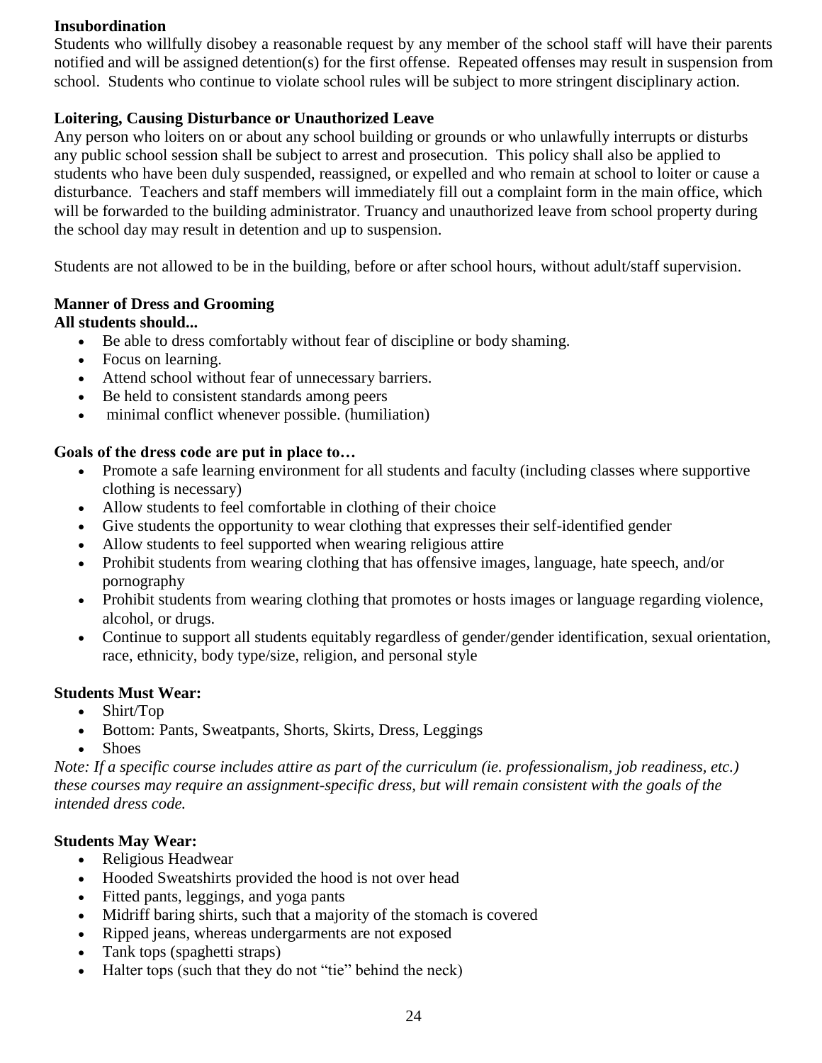**Insubordination**

Students who willfully disobey a reasonable request by any member of the school staff will have their parents notified and will be assigned detention(s) for the first offense. Repeated offenses may result in suspension from school. Students who continue to violate school rules will be subject to more stringent disciplinary action.

**Loitering, Causing Disturbance or Unauthorized Leave**

Any person who loiters on or about any school building or grounds or who unlawfully interrupts or disturbs any public school session shall be subject to arrest and prosecution. This policy shall also be applied to students who have been duly suspended, reassigned, or expelled and who remain at school to loiter or cause a disturbance. Teachers and staff members will immediately fill out a complaint form in the main office, which will be forwarded to the building administrator. Truancy and unauthorized leave from school property during the school day may result in detention and up to suspension.

Students are not allowed to be in the building, before or after school hours, without adult/staff supervision.

**Manner of Dress and Grooming**

**All students should...**

- Be able to dress comfortably without fear of discipline or body shaming.
- Focus on learning.
- Attend school without fear of unnecessary barriers.
- Be held to consistent standards among peers
- minimal conflict whenever possible. (humiliation)

**Goals of the dress code are put in place to…**

- Promote a safe learning environment for all students and faculty (including classes where supportive clothing is necessary)
- Allow students to feel comfortable in clothing of their choice
- Give students the opportunity to wear clothing that expresses their self-identified gender
- Allow students to feel supported when wearing religious attire
- Prohibit students from wearing clothing that has offensive images, language, hate speech, and/or pornography
- Prohibit students from wearing clothing that promotes or hosts images or language regarding violence, alcohol, or drugs.
- Continue to support all students equitably regardless of gender/gender identification, sexual orientation, race, ethnicity, body type/size, religion, and personal style

**Students Must Wear:**

- Shirt/Top
- Bottom: Pants, Sweatpants, Shorts, Skirts, Dress, Leggings
- Shoes

*Note: If a specific course includes attire as part of the curriculum (ie. professionalism, job readiness, etc.) these courses may require an assignment-specific dress, but will remain consistent with the goals of the intended dress code.*

**Students May Wear:**

- Religious Headwear
- Hooded Sweatshirts provided the hood is not over head
- Fitted pants, leggings, and yoga pants
- Midriff baring shirts, such that a majority of the stomach is covered
- Ripped jeans, whereas undergarments are not exposed
- Tank tops (spaghetti straps)
- Halter tops (such that they do not "tie" behind the neck)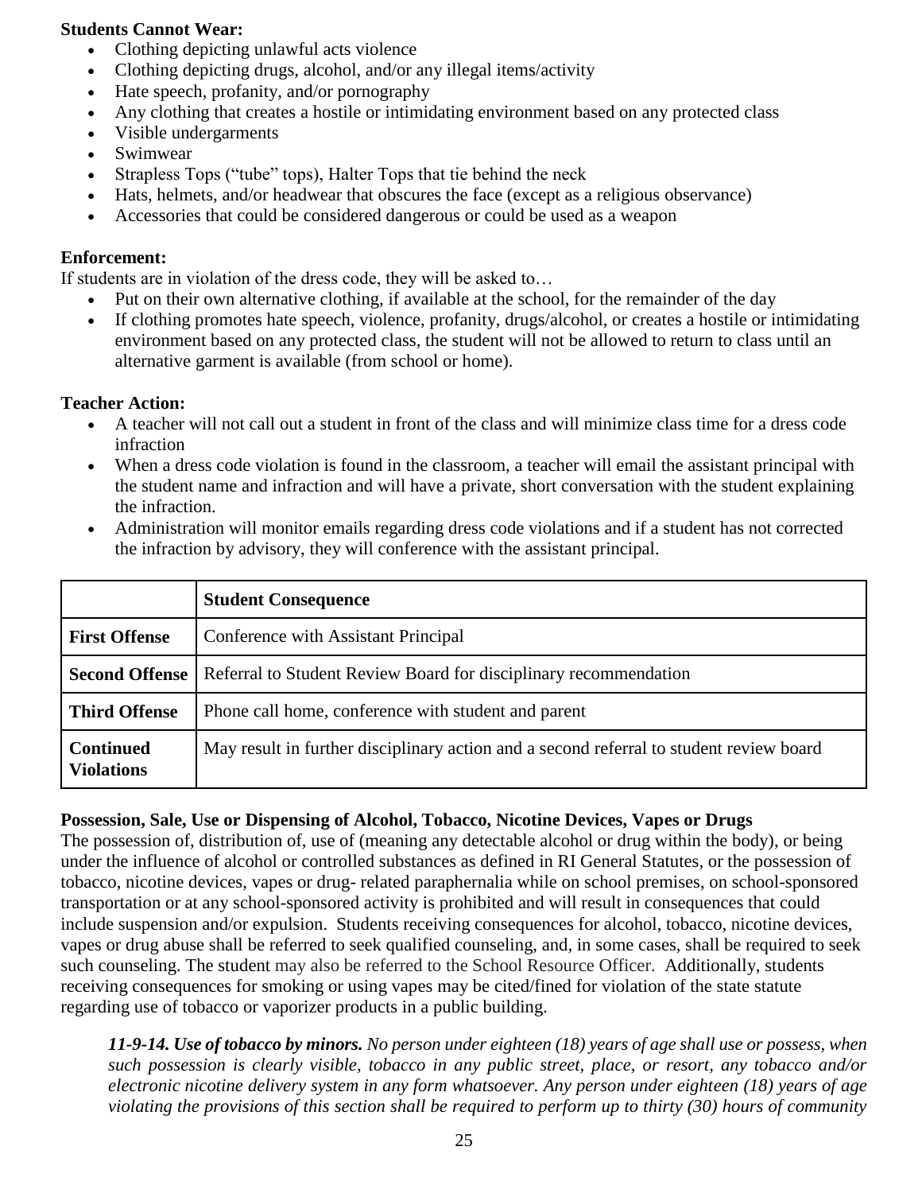**Students Cannot Wear:**

- Clothing depicting unlawful acts violence
- Clothing depicting drugs, alcohol, and/or any illegal items/activity
- Hate speech, profanity, and/or pornography
- Any clothing that creates a hostile or intimidating environment based on any protected class
- Visible undergarments
- Swimwear
- Strapless Tops ("tube" tops), Halter Tops that tie behind the neck
- Hats, helmets, and/or headwear that obscures the face (except as a religious observance)
- Accessories that could be considered dangerous or could be used as a weapon

**Enforcement:**

If students are in violation of the dress code, they will be asked to…

- Put on their own alternative clothing, if available at the school, for the remainder of the day
- If clothing promotes hate speech, violence, profanity, drugs/alcohol, or creates a hostile or intimidating environment based on any protected class, the student will not be allowed to return to class until an alternative garment is available (from school or home).

**Teacher Action:**

- A teacher will not call out a student in front of the class and will minimize class time for a dress code infraction
- When a dress code violation is found in the classroom, a teacher will email the assistant principal with the student name and infraction and will have a private, short conversation with the student explaining the infraction.
- Administration will monitor emails regarding dress code violations and if a student has not corrected the infraction by advisory, they will conference with the assistant principal.

| | **Student Consequence** |
|---|---|
| **First Offense** | Conference with Assistant Principal |
| **Second Offense** | Referral to Student Review Board for disciplinary recommendation |
| **Third Offense** | Phone call home, conference with student and parent |
| **Continued Violations** | May result in further disciplinary action and a second referral to student review board |

**Possession, Sale, Use or Dispensing of Alcohol, Tobacco, Nicotine Devices, Vapes or Drugs**

The possession of, distribution of, use of (meaning any detectable alcohol or drug within the body), or being under the influence of alcohol or controlled substances as defined in RI General Statutes, or the possession of tobacco, nicotine devices, vapes or drug- related paraphernalia while on school premises, on school-sponsored transportation or at any school-sponsored activity is prohibited and will result in consequences that could include suspension and/or expulsion. Students receiving consequences for alcohol, tobacco, nicotine devices, vapes or drug abuse shall be referred to seek qualified counseling, and, in some cases, shall be required to seek such counseling. The student may also be referred to the School Resource Officer. Additionally, students receiving consequences for smoking or using vapes may be cited/fined for violation of the state statute regarding use of tobacco or vaporizer products in a public building.

> ***11-9-14. Use of tobacco by minors.*** *No person under eighteen (18) years of age shall use or possess, when such possession is clearly visible, tobacco in any public street, place, or resort, any tobacco and/or electronic nicotine delivery system in any form whatsoever. Any person under eighteen (18) years of age violating the provisions of this section shall be required to perform up to thirty (30) hours of community*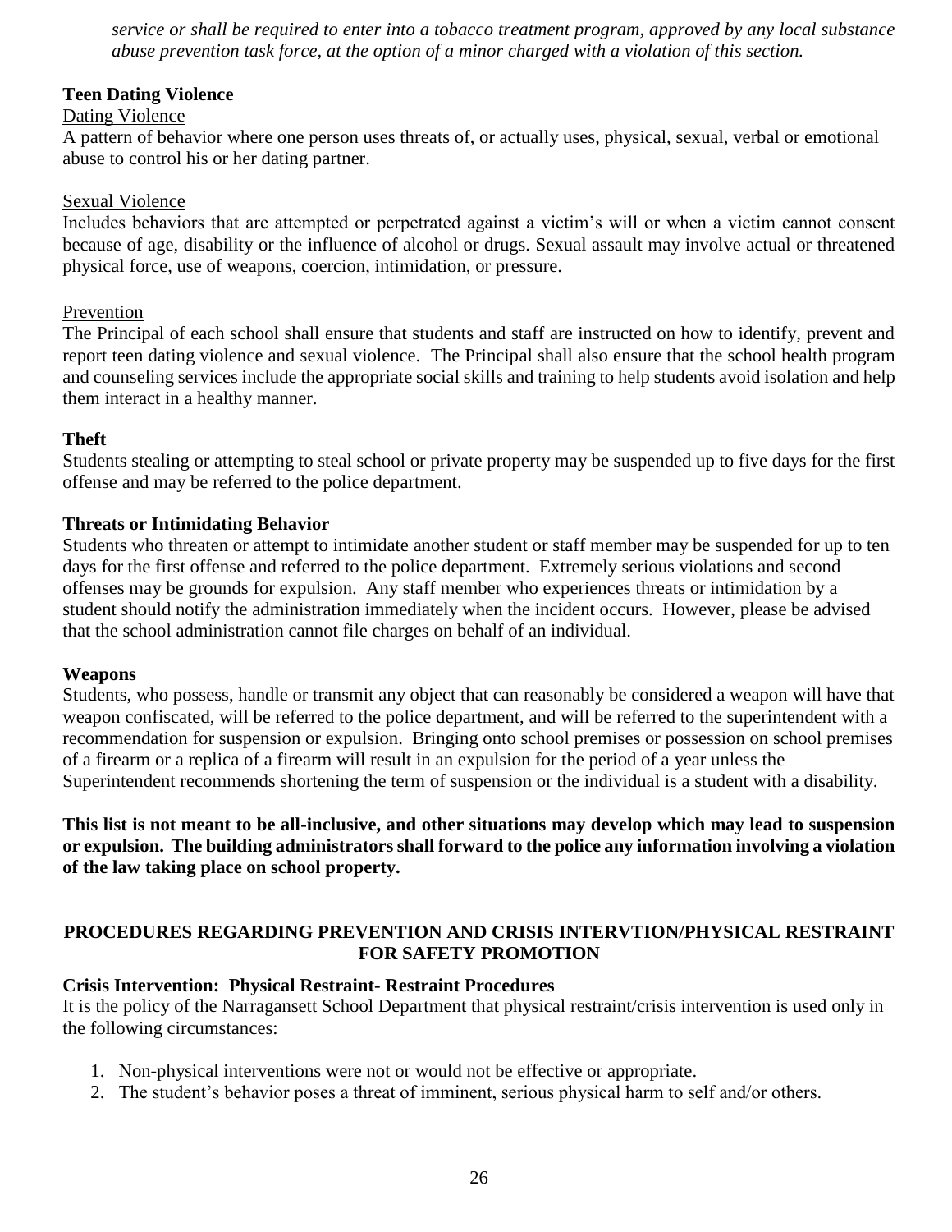*service or shall be required to enter into a tobacco treatment program, approved by any local substance abuse prevention task force, at the option of a minor charged with a violation of this section.*

**Teen Dating Violence**

Dating Violence

A pattern of behavior where one person uses threats of, or actually uses, physical, sexual, verbal or emotional abuse to control his or her dating partner.

Sexual Violence

Includes behaviors that are attempted or perpetrated against a victim's will or when a victim cannot consent because of age, disability or the influence of alcohol or drugs. Sexual assault may involve actual or threatened physical force, use of weapons, coercion, intimidation, or pressure.

Prevention

The Principal of each school shall ensure that students and staff are instructed on how to identify, prevent and report teen dating violence and sexual violence. The Principal shall also ensure that the school health program and counseling services include the appropriate social skills and training to help students avoid isolation and help them interact in a healthy manner.

**Theft**

Students stealing or attempting to steal school or private property may be suspended up to five days for the first offense and may be referred to the police department.

**Threats or Intimidating Behavior**

Students who threaten or attempt to intimidate another student or staff member may be suspended for up to ten days for the first offense and referred to the police department. Extremely serious violations and second offenses may be grounds for expulsion. Any staff member who experiences threats or intimidation by a student should notify the administration immediately when the incident occurs. However, please be advised that the school administration cannot file charges on behalf of an individual.

**Weapons**

Students, who possess, handle or transmit any object that can reasonably be considered a weapon will have that weapon confiscated, will be referred to the police department, and will be referred to the superintendent with a recommendation for suspension or expulsion. Bringing onto school premises or possession on school premises of a firearm or a replica of a firearm will result in an expulsion for the period of a year unless the Superintendent recommends shortening the term of suspension or the individual is a student with a disability.

**This list is not meant to be all-inclusive, and other situations may develop which may lead to suspension or expulsion. The building administrators shall forward to the police any information involving a violation of the law taking place on school property.**

## PROCEDURES REGARDING PREVENTION AND CRISIS INTERVTION/PHYSICAL RESTRAINT FOR SAFETY PROMOTION

**Crisis Intervention: Physical Restraint- Restraint Procedures**

It is the policy of the Narragansett School Department that physical restraint/crisis intervention is used only in the following circumstances:

1. Non-physical interventions were not or would not be effective or appropriate.
2. The student's behavior poses a threat of imminent, serious physical harm to self and/or others.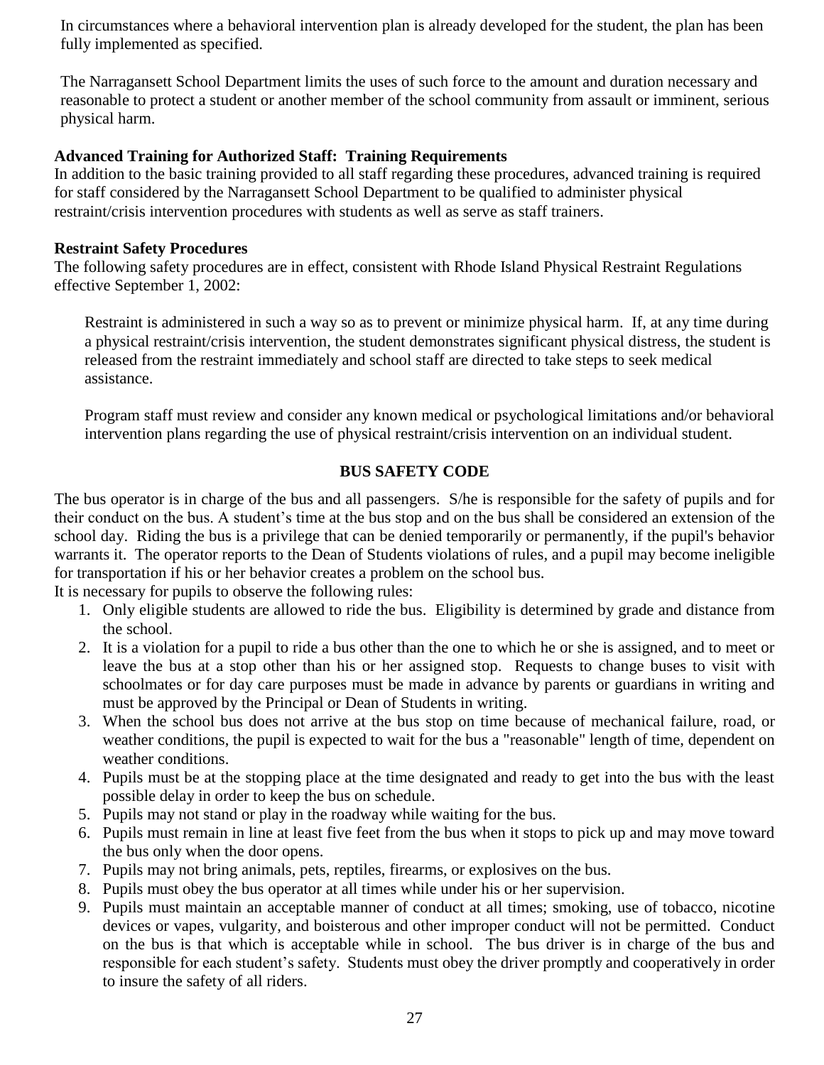In circumstances where a behavioral intervention plan is already developed for the student, the plan has been fully implemented as specified.

The Narragansett School Department limits the uses of such force to the amount and duration necessary and reasonable to protect a student or another member of the school community from assault or imminent, serious physical harm.

**Advanced Training for Authorized Staff: Training Requirements**

In addition to the basic training provided to all staff regarding these procedures, advanced training is required for staff considered by the Narragansett School Department to be qualified to administer physical restraint/crisis intervention procedures with students as well as serve as staff trainers.

**Restraint Safety Procedures**

The following safety procedures are in effect, consistent with Rhode Island Physical Restraint Regulations effective September 1, 2002:

Restraint is administered in such a way so as to prevent or minimize physical harm. If, at any time during a physical restraint/crisis intervention, the student demonstrates significant physical distress, the student is released from the restraint immediately and school staff are directed to take steps to seek medical assistance.

Program staff must review and consider any known medical or psychological limitations and/or behavioral intervention plans regarding the use of physical restraint/crisis intervention on an individual student.

## BUS SAFETY CODE

The bus operator is in charge of the bus and all passengers. S/he is responsible for the safety of pupils and for their conduct on the bus. A student's time at the bus stop and on the bus shall be considered an extension of the school day. Riding the bus is a privilege that can be denied temporarily or permanently, if the pupil's behavior warrants it. The operator reports to the Dean of Students violations of rules, and a pupil may become ineligible for transportation if his or her behavior creates a problem on the school bus.

It is necessary for pupils to observe the following rules:

1. Only eligible students are allowed to ride the bus. Eligibility is determined by grade and distance from the school.
2. It is a violation for a pupil to ride a bus other than the one to which he or she is assigned, and to meet or leave the bus at a stop other than his or her assigned stop. Requests to change buses to visit with schoolmates or for day care purposes must be made in advance by parents or guardians in writing and must be approved by the Principal or Dean of Students in writing.
3. When the school bus does not arrive at the bus stop on time because of mechanical failure, road, or weather conditions, the pupil is expected to wait for the bus a "reasonable" length of time, dependent on weather conditions.
4. Pupils must be at the stopping place at the time designated and ready to get into the bus with the least possible delay in order to keep the bus on schedule.
5. Pupils may not stand or play in the roadway while waiting for the bus.
6. Pupils must remain in line at least five feet from the bus when it stops to pick up and may move toward the bus only when the door opens.
7. Pupils may not bring animals, pets, reptiles, firearms, or explosives on the bus.
8. Pupils must obey the bus operator at all times while under his or her supervision.
9. Pupils must maintain an acceptable manner of conduct at all times; smoking, use of tobacco, nicotine devices or vapes, vulgarity, and boisterous and other improper conduct will not be permitted. Conduct on the bus is that which is acceptable while in school. The bus driver is in charge of the bus and responsible for each student's safety. Students must obey the driver promptly and cooperatively in order to insure the safety of all riders.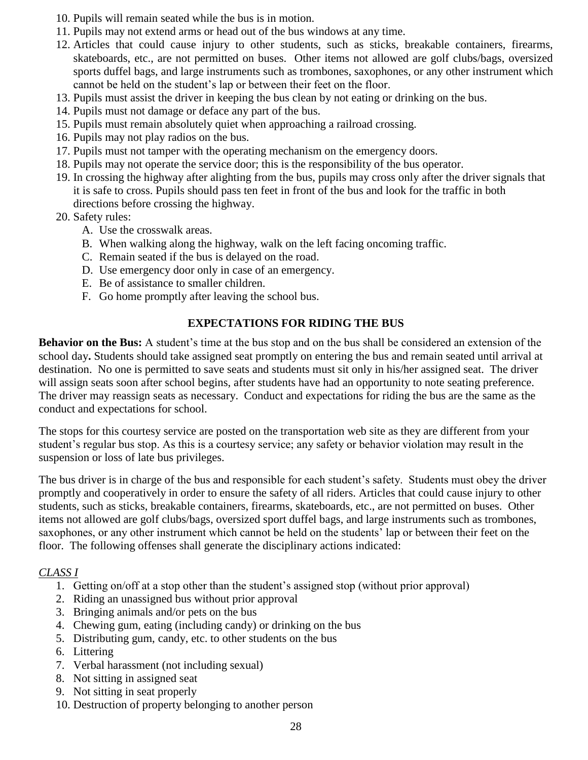10. Pupils will remain seated while the bus is in motion.
11. Pupils may not extend arms or head out of the bus windows at any time.
12. Articles that could cause injury to other students, such as sticks, breakable containers, firearms, skateboards, etc., are not permitted on buses. Other items not allowed are golf clubs/bags, oversized sports duffel bags, and large instruments such as trombones, saxophones, or any other instrument which cannot be held on the student's lap or between their feet on the floor.
13. Pupils must assist the driver in keeping the bus clean by not eating or drinking on the bus.
14. Pupils must not damage or deface any part of the bus.
15. Pupils must remain absolutely quiet when approaching a railroad crossing.
16. Pupils may not play radios on the bus.
17. Pupils must not tamper with the operating mechanism on the emergency doors.
18. Pupils may not operate the service door; this is the responsibility of the bus operator.
19. In crossing the highway after alighting from the bus, pupils may cross only after the driver signals that it is safe to cross. Pupils should pass ten feet in front of the bus and look for the traffic in both directions before crossing the highway.
20. Safety rules:
    - A. Use the crosswalk areas.
    - B. When walking along the highway, walk on the left facing oncoming traffic.
    - C. Remain seated if the bus is delayed on the road.
    - D. Use emergency door only in case of an emergency.
    - E. Be of assistance to smaller children.
    - F. Go home promptly after leaving the school bus.

## EXPECTATIONS FOR RIDING THE BUS

**Behavior on the Bus:** A student's time at the bus stop and on the bus shall be considered an extension of the school day**.** Students should take assigned seat promptly on entering the bus and remain seated until arrival at destination. No one is permitted to save seats and students must sit only in his/her assigned seat. The driver will assign seats soon after school begins, after students have had an opportunity to note seating preference. The driver may reassign seats as necessary. Conduct and expectations for riding the bus are the same as the conduct and expectations for school.

The stops for this courtesy service are posted on the transportation web site as they are different from your student's regular bus stop. As this is a courtesy service; any safety or behavior violation may result in the suspension or loss of late bus privileges.

The bus driver is in charge of the bus and responsible for each student's safety. Students must obey the driver promptly and cooperatively in order to ensure the safety of all riders. Articles that could cause injury to other students, such as sticks, breakable containers, firearms, skateboards, etc., are not permitted on buses. Other items not allowed are golf clubs/bags, oversized sport duffel bags, and large instruments such as trombones, saxophones, or any other instrument which cannot be held on the students' lap or between their feet on the floor. The following offenses shall generate the disciplinary actions indicated:

*CLASS I*

1. Getting on/off at a stop other than the student's assigned stop (without prior approval)
2. Riding an unassigned bus without prior approval
3. Bringing animals and/or pets on the bus
4. Chewing gum, eating (including candy) or drinking on the bus
5. Distributing gum, candy, etc. to other students on the bus
6. Littering
7. Verbal harassment (not including sexual)
8. Not sitting in assigned seat
9. Not sitting in seat properly
10. Destruction of property belonging to another person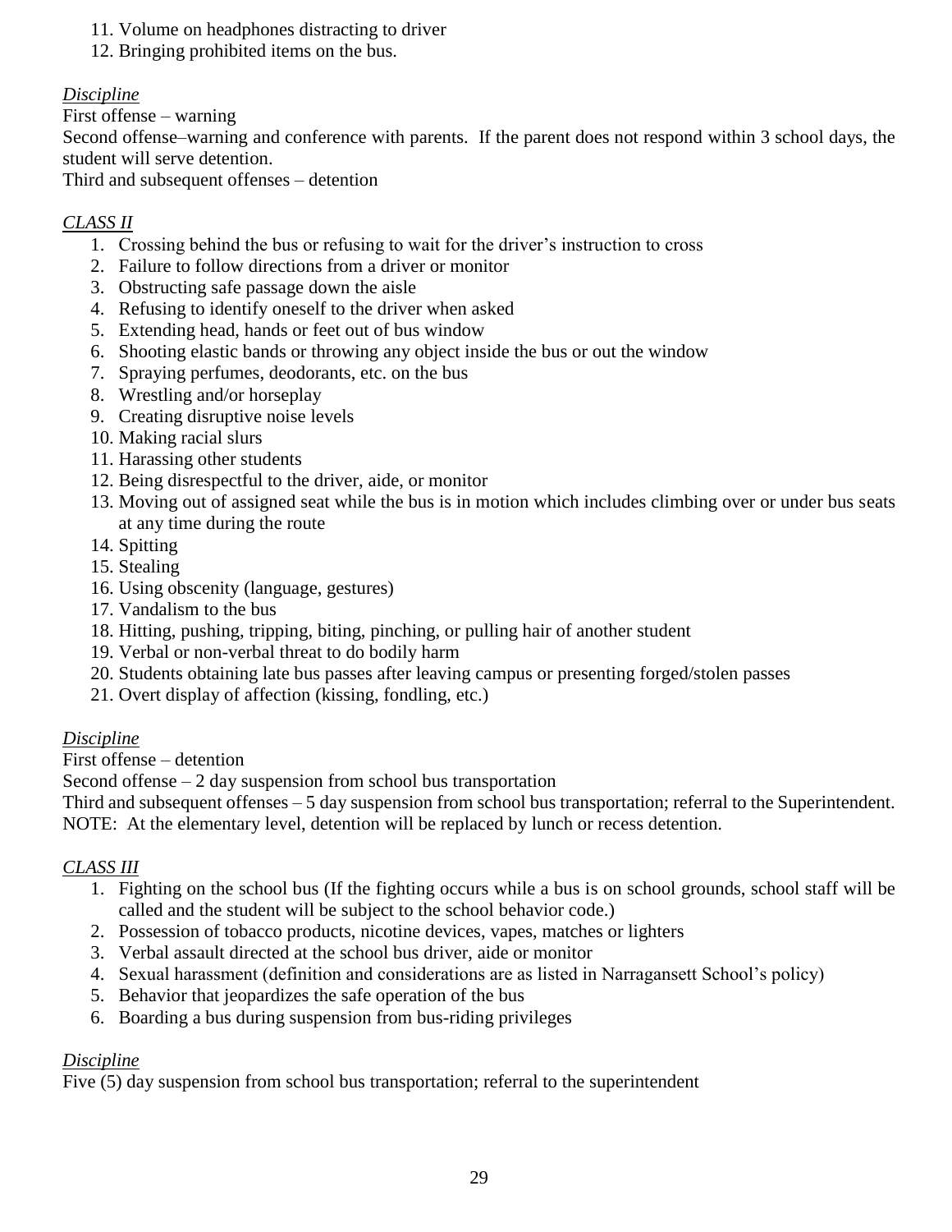11. Volume on headphones distracting to driver
12. Bringing prohibited items on the bus.

*Discipline*

First offense – warning

Second offense–warning and conference with parents. If the parent does not respond within 3 school days, the student will serve detention.

Third and subsequent offenses – detention

*CLASS II*

1. Crossing behind the bus or refusing to wait for the driver's instruction to cross
2. Failure to follow directions from a driver or monitor
3. Obstructing safe passage down the aisle
4. Refusing to identify oneself to the driver when asked
5. Extending head, hands or feet out of bus window
6. Shooting elastic bands or throwing any object inside the bus or out the window
7. Spraying perfumes, deodorants, etc. on the bus
8. Wrestling and/or horseplay
9. Creating disruptive noise levels
10. Making racial slurs
11. Harassing other students
12. Being disrespectful to the driver, aide, or monitor
13. Moving out of assigned seat while the bus is in motion which includes climbing over or under bus seats at any time during the route
14. Spitting
15. Stealing
16. Using obscenity (language, gestures)
17. Vandalism to the bus
18. Hitting, pushing, tripping, biting, pinching, or pulling hair of another student
19. Verbal or non-verbal threat to do bodily harm
20. Students obtaining late bus passes after leaving campus or presenting forged/stolen passes
21. Overt display of affection (kissing, fondling, etc.)

*Discipline*

First offense – detention

Second offense – 2 day suspension from school bus transportation

Third and subsequent offenses – 5 day suspension from school bus transportation; referral to the Superintendent.

NOTE: At the elementary level, detention will be replaced by lunch or recess detention.

*CLASS III*

1. Fighting on the school bus (If the fighting occurs while a bus is on school grounds, school staff will be called and the student will be subject to the school behavior code.)
2. Possession of tobacco products, nicotine devices, vapes, matches or lighters
3. Verbal assault directed at the school bus driver, aide or monitor
4. Sexual harassment (definition and considerations are as listed in Narragansett School's policy)
5. Behavior that jeopardizes the safe operation of the bus
6. Boarding a bus during suspension from bus-riding privileges

*Discipline*

Five (5) day suspension from school bus transportation; referral to the superintendent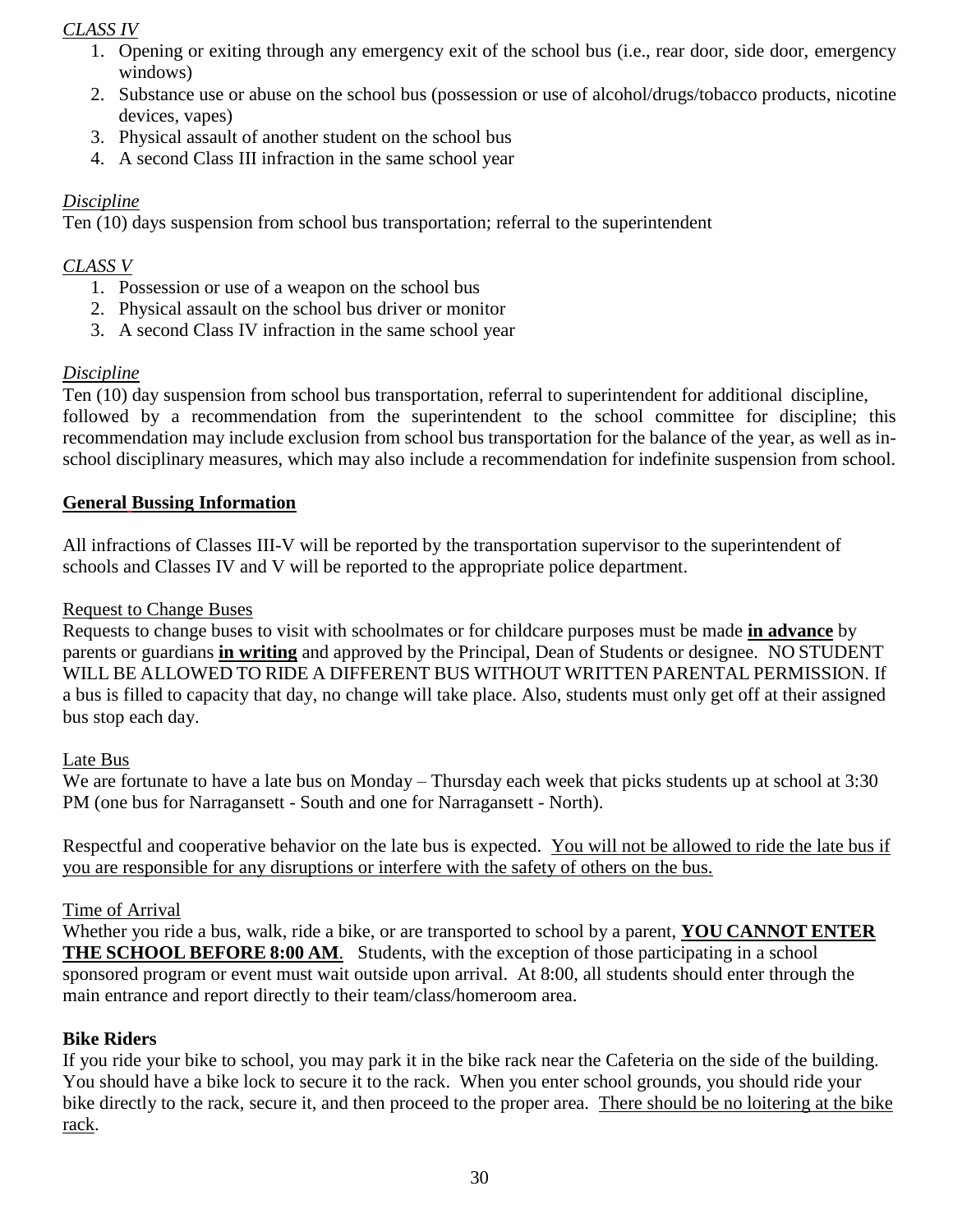*CLASS IV*

1. Opening or exiting through any emergency exit of the school bus (i.e., rear door, side door, emergency windows)
2. Substance use or abuse on the school bus (possession or use of alcohol/drugs/tobacco products, nicotine devices, vapes)
3. Physical assault of another student on the school bus
4. A second Class III infraction in the same school year

*Discipline*

Ten (10) days suspension from school bus transportation; referral to the superintendent

*CLASS V*

1. Possession or use of a weapon on the school bus
2. Physical assault on the school bus driver or monitor
3. A second Class IV infraction in the same school year

*Discipline*

Ten (10) day suspension from school bus transportation, referral to superintendent for additional discipline, followed by a recommendation from the superintendent to the school committee for discipline; this recommendation may include exclusion from school bus transportation for the balance of the year, as well as in-school disciplinary measures, which may also include a recommendation for indefinite suspension from school.

**General Bussing Information**

All infractions of Classes III-V will be reported by the transportation supervisor to the superintendent of schools and Classes IV and V will be reported to the appropriate police department.

Request to Change Buses

Requests to change buses to visit with schoolmates or for childcare purposes must be made **in advance** by parents or guardians **in writing** and approved by the Principal, Dean of Students or designee. NO STUDENT WILL BE ALLOWED TO RIDE A DIFFERENT BUS WITHOUT WRITTEN PARENTAL PERMISSION. If a bus is filled to capacity that day, no change will take place. Also, students must only get off at their assigned bus stop each day.

Late Bus

We are fortunate to have a late bus on Monday – Thursday each week that picks students up at school at 3:30 PM (one bus for Narragansett - South and one for Narragansett - North).

Respectful and cooperative behavior on the late bus is expected. You will not be allowed to ride the late bus if you are responsible for any disruptions or interfere with the safety of others on the bus.

Time of Arrival

Whether you ride a bus, walk, ride a bike, or are transported to school by a parent, **YOU CANNOT ENTER THE SCHOOL BEFORE 8:00 AM**. Students, with the exception of those participating in a school sponsored program or event must wait outside upon arrival. At 8:00, all students should enter through the main entrance and report directly to their team/class/homeroom area.

**Bike Riders**

If you ride your bike to school, you may park it in the bike rack near the Cafeteria on the side of the building. You should have a bike lock to secure it to the rack. When you enter school grounds, you should ride your bike directly to the rack, secure it, and then proceed to the proper area. There should be no loitering at the bike rack.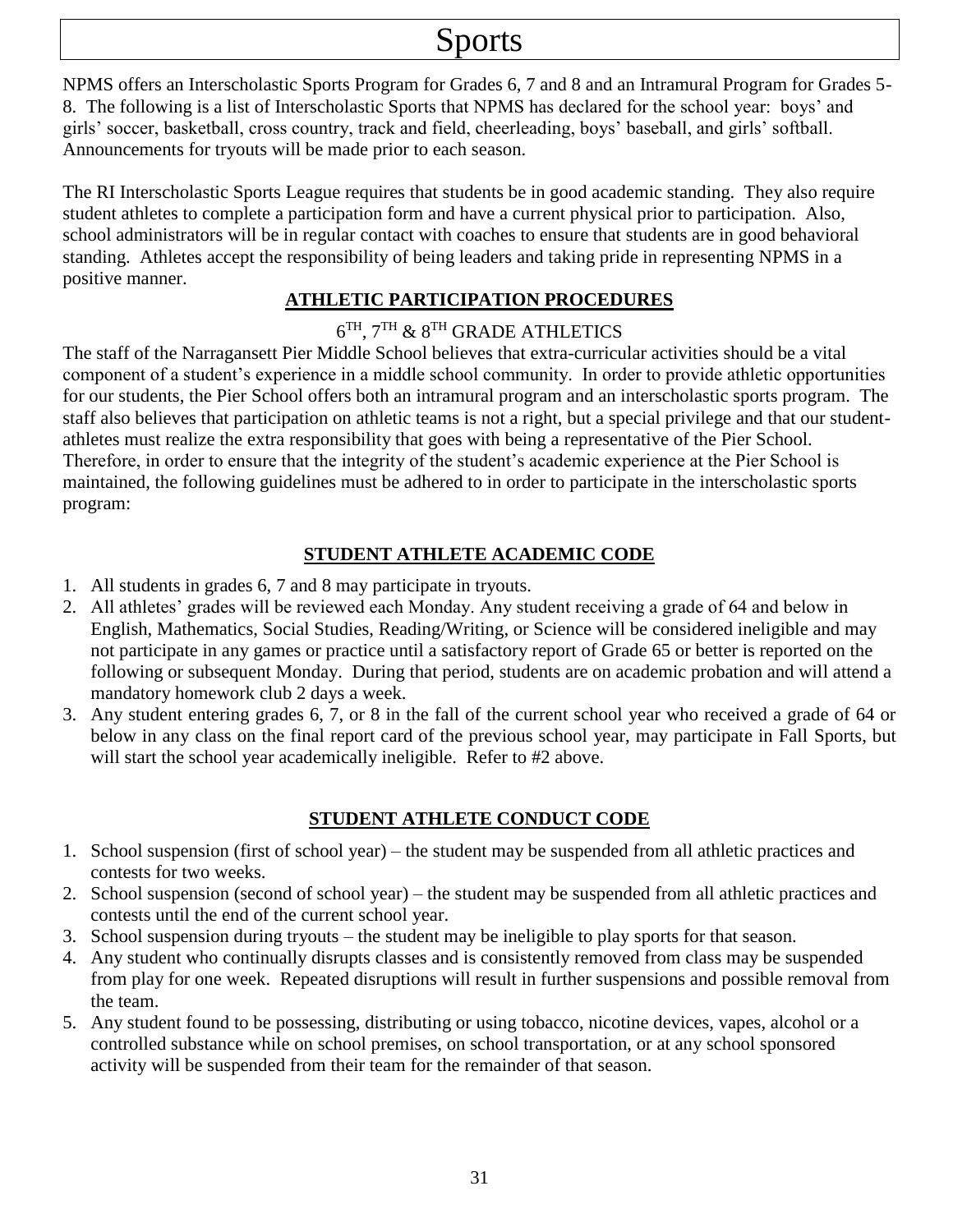# Sports

NPMS offers an Interscholastic Sports Program for Grades 6, 7 and 8 and an Intramural Program for Grades 5-8. The following is a list of Interscholastic Sports that NPMS has declared for the school year: boys' and girls' soccer, basketball, cross country, track and field, cheerleading, boys' baseball, and girls' softball. Announcements for tryouts will be made prior to each season.

The RI Interscholastic Sports League requires that students be in good academic standing. They also require student athletes to complete a participation form and have a current physical prior to participation. Also, school administrators will be in regular contact with coaches to ensure that students are in good behavioral standing. Athletes accept the responsibility of being leaders and taking pride in representing NPMS in a positive manner.

## ATHLETIC PARTICIPATION PROCEDURES

### 6TH, 7TH & 8TH GRADE ATHLETICS

The staff of the Narragansett Pier Middle School believes that extra-curricular activities should be a vital component of a student's experience in a middle school community. In order to provide athletic opportunities for our students, the Pier School offers both an intramural program and an interscholastic sports program. The staff also believes that participation on athletic teams is not a right, but a special privilege and that our student-athletes must realize the extra responsibility that goes with being a representative of the Pier School. Therefore, in order to ensure that the integrity of the student's academic experience at the Pier School is maintained, the following guidelines must be adhered to in order to participate in the interscholastic sports program:

## STUDENT ATHLETE ACADEMIC CODE

1. All students in grades 6, 7 and 8 may participate in tryouts.
2. All athletes' grades will be reviewed each Monday. Any student receiving a grade of 64 and below in English, Mathematics, Social Studies, Reading/Writing, or Science will be considered ineligible and may not participate in any games or practice until a satisfactory report of Grade 65 or better is reported on the following or subsequent Monday. During that period, students are on academic probation and will attend a mandatory homework club 2 days a week.
3. Any student entering grades 6, 7, or 8 in the fall of the current school year who received a grade of 64 or below in any class on the final report card of the previous school year, may participate in Fall Sports, but will start the school year academically ineligible. Refer to #2 above.

## STUDENT ATHLETE CONDUCT CODE

1. School suspension (first of school year) – the student may be suspended from all athletic practices and contests for two weeks.
2. School suspension (second of school year) – the student may be suspended from all athletic practices and contests until the end of the current school year.
3. School suspension during tryouts – the student may be ineligible to play sports for that season.
4. Any student who continually disrupts classes and is consistently removed from class may be suspended from play for one week. Repeated disruptions will result in further suspensions and possible removal from the team.
5. Any student found to be possessing, distributing or using tobacco, nicotine devices, vapes, alcohol or a controlled substance while on school premises, on school transportation, or at any school sponsored activity will be suspended from their team for the remainder of that season.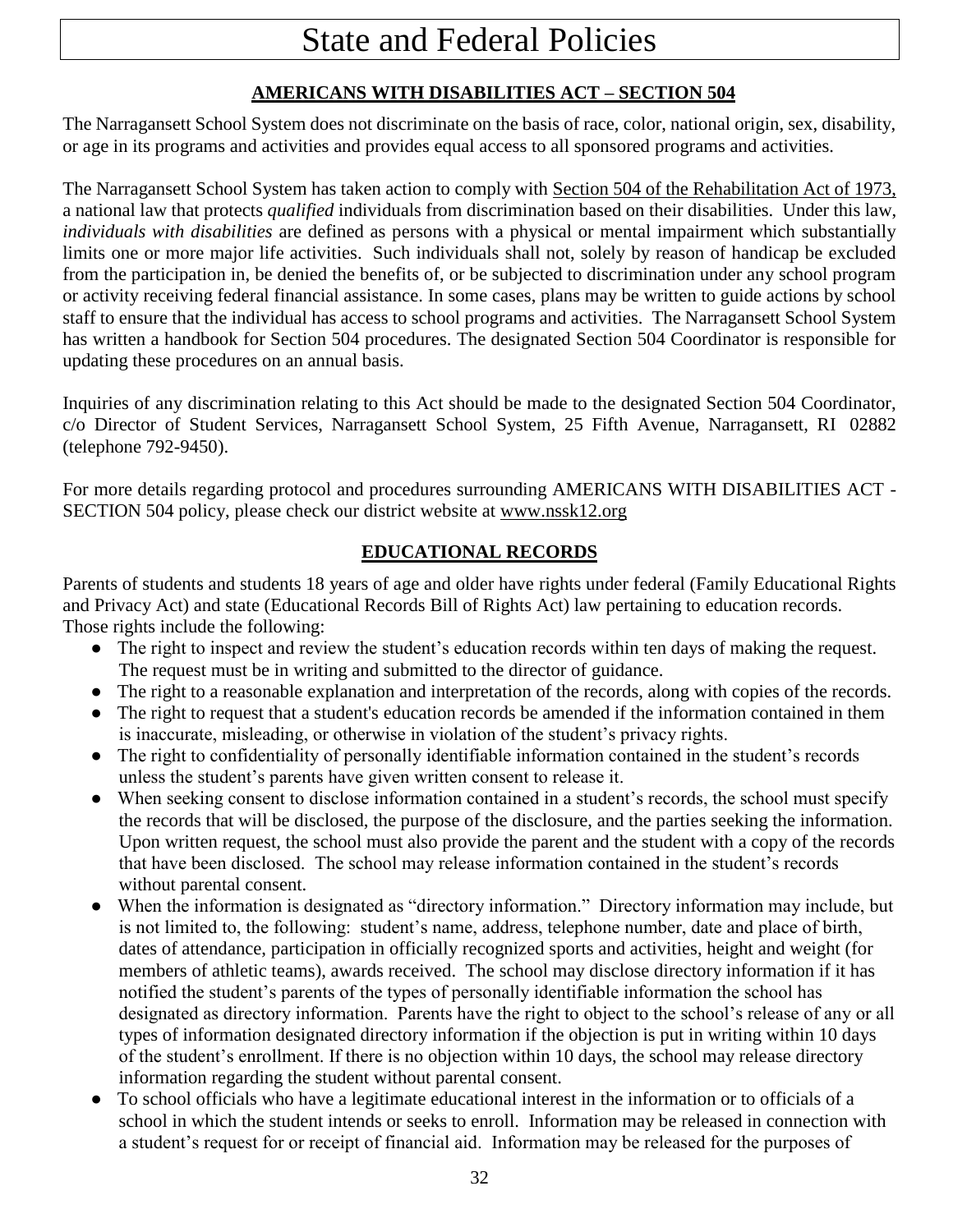# State and Federal Policies

## AMERICANS WITH DISABILITIES ACT – SECTION 504

The Narragansett School System does not discriminate on the basis of race, color, national origin, sex, disability, or age in its programs and activities and provides equal access to all sponsored programs and activities.

The Narragansett School System has taken action to comply with Section 504 of the Rehabilitation Act of 1973, a national law that protects *qualified* individuals from discrimination based on their disabilities. Under this law, *individuals with disabilities* are defined as persons with a physical or mental impairment which substantially limits one or more major life activities. Such individuals shall not, solely by reason of handicap be excluded from the participation in, be denied the benefits of, or be subjected to discrimination under any school program or activity receiving federal financial assistance. In some cases, plans may be written to guide actions by school staff to ensure that the individual has access to school programs and activities. The Narragansett School System has written a handbook for Section 504 procedures. The designated Section 504 Coordinator is responsible for updating these procedures on an annual basis.

Inquiries of any discrimination relating to this Act should be made to the designated Section 504 Coordinator, c/o Director of Student Services, Narragansett School System, 25 Fifth Avenue, Narragansett, RI 02882 (telephone 792-9450).

For more details regarding protocol and procedures surrounding AMERICANS WITH DISABILITIES ACT - SECTION 504 policy, please check our district website at www.nssk12.org

## EDUCATIONAL RECORDS

Parents of students and students 18 years of age and older have rights under federal (Family Educational Rights and Privacy Act) and state (Educational Records Bill of Rights Act) law pertaining to education records. Those rights include the following:

- The right to inspect and review the student's education records within ten days of making the request. The request must be in writing and submitted to the director of guidance.
- The right to a reasonable explanation and interpretation of the records, along with copies of the records.
- The right to request that a student's education records be amended if the information contained in them is inaccurate, misleading, or otherwise in violation of the student's privacy rights.
- The right to confidentiality of personally identifiable information contained in the student's records unless the student's parents have given written consent to release it.
- When seeking consent to disclose information contained in a student's records, the school must specify the records that will be disclosed, the purpose of the disclosure, and the parties seeking the information. Upon written request, the school must also provide the parent and the student with a copy of the records that have been disclosed. The school may release information contained in the student's records without parental consent.
- When the information is designated as "directory information." Directory information may include, but is not limited to, the following: student's name, address, telephone number, date and place of birth, dates of attendance, participation in officially recognized sports and activities, height and weight (for members of athletic teams), awards received. The school may disclose directory information if it has notified the student's parents of the types of personally identifiable information the school has designated as directory information. Parents have the right to object to the school's release of any or all types of information designated directory information if the objection is put in writing within 10 days of the student's enrollment. If there is no objection within 10 days, the school may release directory information regarding the student without parental consent.
- To school officials who have a legitimate educational interest in the information or to officials of a school in which the student intends or seeks to enroll. Information may be released in connection with a student's request for or receipt of financial aid. Information may be released for the purposes of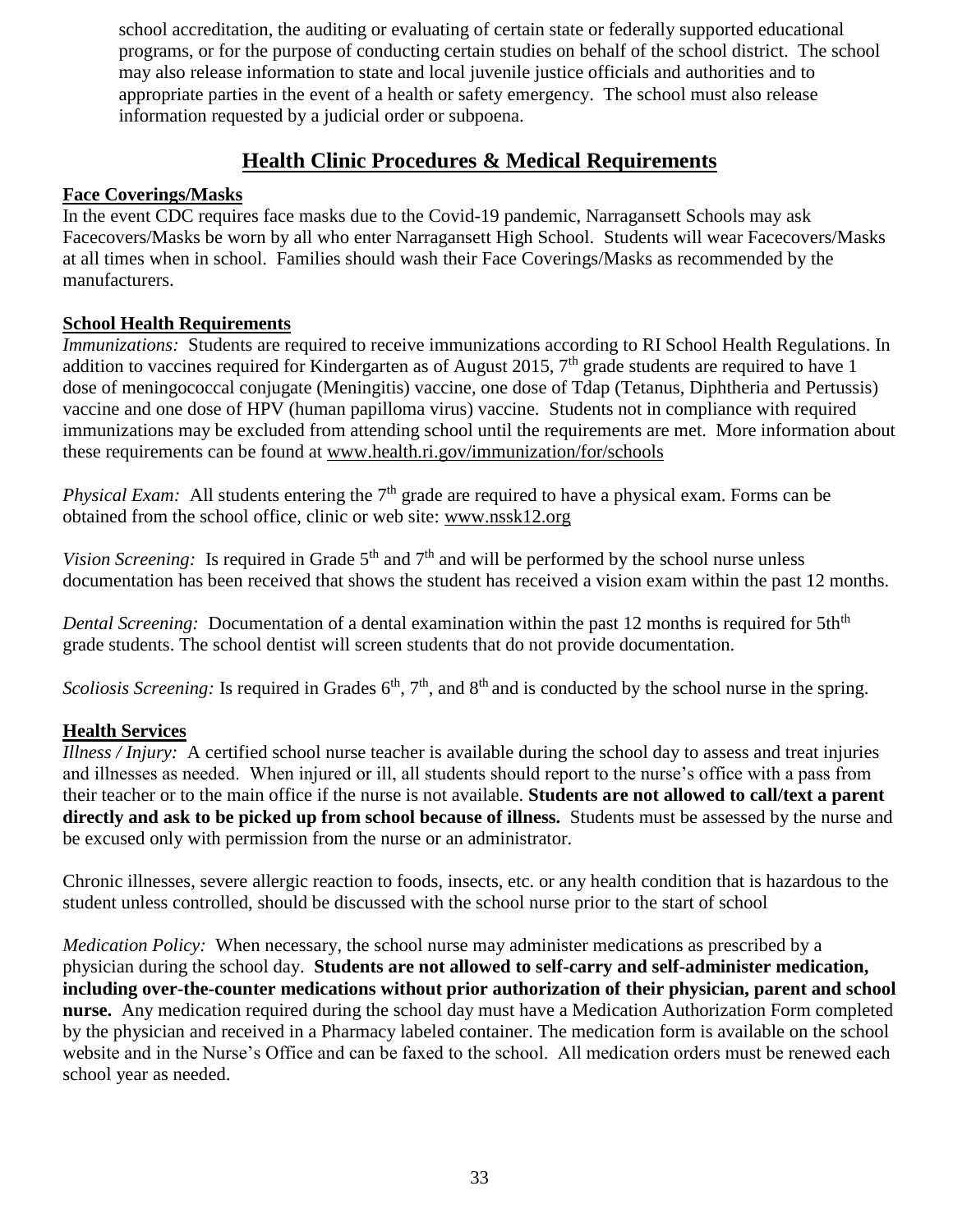school accreditation, the auditing or evaluating of certain state or federally supported educational programs, or for the purpose of conducting certain studies on behalf of the school district. The school may also release information to state and local juvenile justice officials and authorities and to appropriate parties in the event of a health or safety emergency. The school must also release information requested by a judicial order or subpoena.

## Health Clinic Procedures & Medical Requirements

### Face Coverings/Masks

In the event CDC requires face masks due to the Covid-19 pandemic, Narragansett Schools may ask Facecovers/Masks be worn by all who enter Narragansett High School. Students will wear Facecovers/Masks at all times when in school. Families should wash their Face Coverings/Masks as recommended by the manufacturers.

### School Health Requirements

*Immunizations:* Students are required to receive immunizations according to RI School Health Regulations. In addition to vaccines required for Kindergarten as of August 2015, 7th grade students are required to have 1 dose of meningococcal conjugate (Meningitis) vaccine, one dose of Tdap (Tetanus, Diphtheria and Pertussis) vaccine and one dose of HPV (human papilloma virus) vaccine. Students not in compliance with required immunizations may be excluded from attending school until the requirements are met. More information about these requirements can be found at www.health.ri.gov/immunization/for/schools

*Physical Exam:* All students entering the 7th grade are required to have a physical exam. Forms can be obtained from the school office, clinic or web site: www.nssk12.org

*Vision Screening:* Is required in Grade 5th and 7th and will be performed by the school nurse unless documentation has been received that shows the student has received a vision exam within the past 12 months.

*Dental Screening:* Documentation of a dental examination within the past 12 months is required for 5thth grade students. The school dentist will screen students that do not provide documentation.

*Scoliosis Screening:* Is required in Grades 6th, 7th, and 8th and is conducted by the school nurse in the spring.

### Health Services

*Illness / Injury:* A certified school nurse teacher is available during the school day to assess and treat injuries and illnesses as needed. When injured or ill, all students should report to the nurse's office with a pass from their teacher or to the main office if the nurse is not available. **Students are not allowed to call/text a parent directly and ask to be picked up from school because of illness.** Students must be assessed by the nurse and be excused only with permission from the nurse or an administrator.

Chronic illnesses, severe allergic reaction to foods, insects, etc. or any health condition that is hazardous to the student unless controlled, should be discussed with the school nurse prior to the start of school

*Medication Policy:* When necessary, the school nurse may administer medications as prescribed by a physician during the school day. **Students are not allowed to self-carry and self-administer medication, including over-the-counter medications without prior authorization of their physician, parent and school nurse.** Any medication required during the school day must have a Medication Authorization Form completed by the physician and received in a Pharmacy labeled container. The medication form is available on the school website and in the Nurse's Office and can be faxed to the school. All medication orders must be renewed each school year as needed.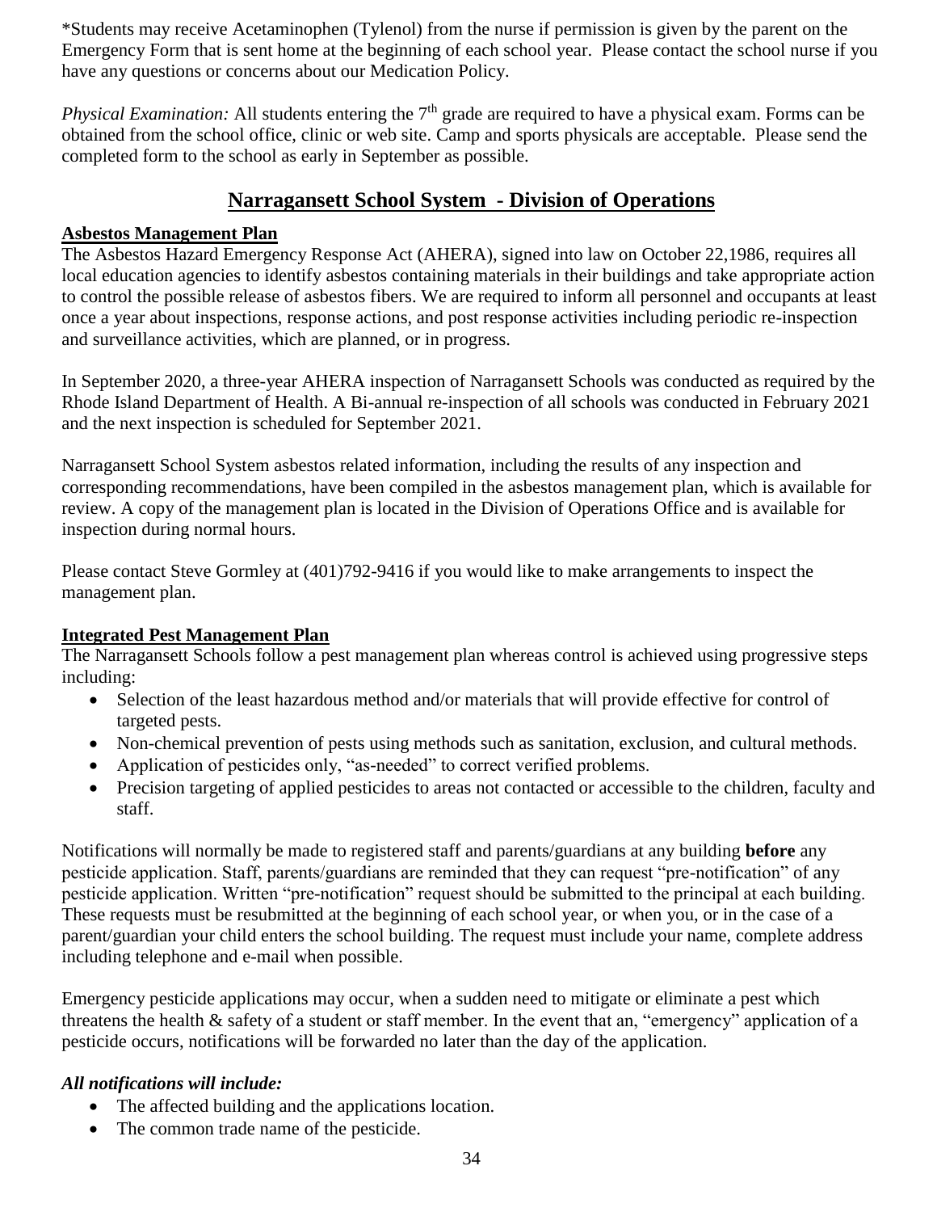*Students may receive Acetaminophen (Tylenol) from the nurse if permission is given by the parent on the Emergency Form that is sent home at the beginning of each school year. Please contact the school nurse if you have any questions or concerns about our Medication Policy.

*Physical Examination:* All students entering the 7th grade are required to have a physical exam. Forms can be obtained from the school office, clinic or web site. Camp and sports physicals are acceptable. Please send the completed form to the school as early in September as possible.

## Narragansett School System - Division of Operations

**Asbestos Management Plan**

The Asbestos Hazard Emergency Response Act (AHERA), signed into law on October 22,1986, requires all local education agencies to identify asbestos containing materials in their buildings and take appropriate action to control the possible release of asbestos fibers. We are required to inform all personnel and occupants at least once a year about inspections, response actions, and post response activities including periodic re-inspection and surveillance activities, which are planned, or in progress.

In September 2020, a three-year AHERA inspection of Narragansett Schools was conducted as required by the Rhode Island Department of Health. A Bi-annual re-inspection of all schools was conducted in February 2021 and the next inspection is scheduled for September 2021.

Narragansett School System asbestos related information, including the results of any inspection and corresponding recommendations, have been compiled in the asbestos management plan, which is available for review. A copy of the management plan is located in the Division of Operations Office and is available for inspection during normal hours.

Please contact Steve Gormley at (401)792-9416 if you would like to make arrangements to inspect the management plan.

**Integrated Pest Management Plan**

The Narragansett Schools follow a pest management plan whereas control is achieved using progressive steps including:

- Selection of the least hazardous method and/or materials that will provide effective for control of targeted pests.
- Non-chemical prevention of pests using methods such as sanitation, exclusion, and cultural methods.
- Application of pesticides only, "as-needed" to correct verified problems.
- Precision targeting of applied pesticides to areas not contacted or accessible to the children, faculty and staff.

Notifications will normally be made to registered staff and parents/guardians at any building **before** any pesticide application. Staff, parents/guardians are reminded that they can request "pre-notification" of any pesticide application. Written "pre-notification" request should be submitted to the principal at each building. These requests must be resubmitted at the beginning of each school year, or when you, or in the case of a parent/guardian your child enters the school building. The request must include your name, complete address including telephone and e-mail when possible.

Emergency pesticide applications may occur, when a sudden need to mitigate or eliminate a pest which threatens the health & safety of a student or staff member. In the event that an, "emergency" application of a pesticide occurs, notifications will be forwarded no later than the day of the application.

***All notifications will include:***

- The affected building and the applications location.
- The common trade name of the pesticide.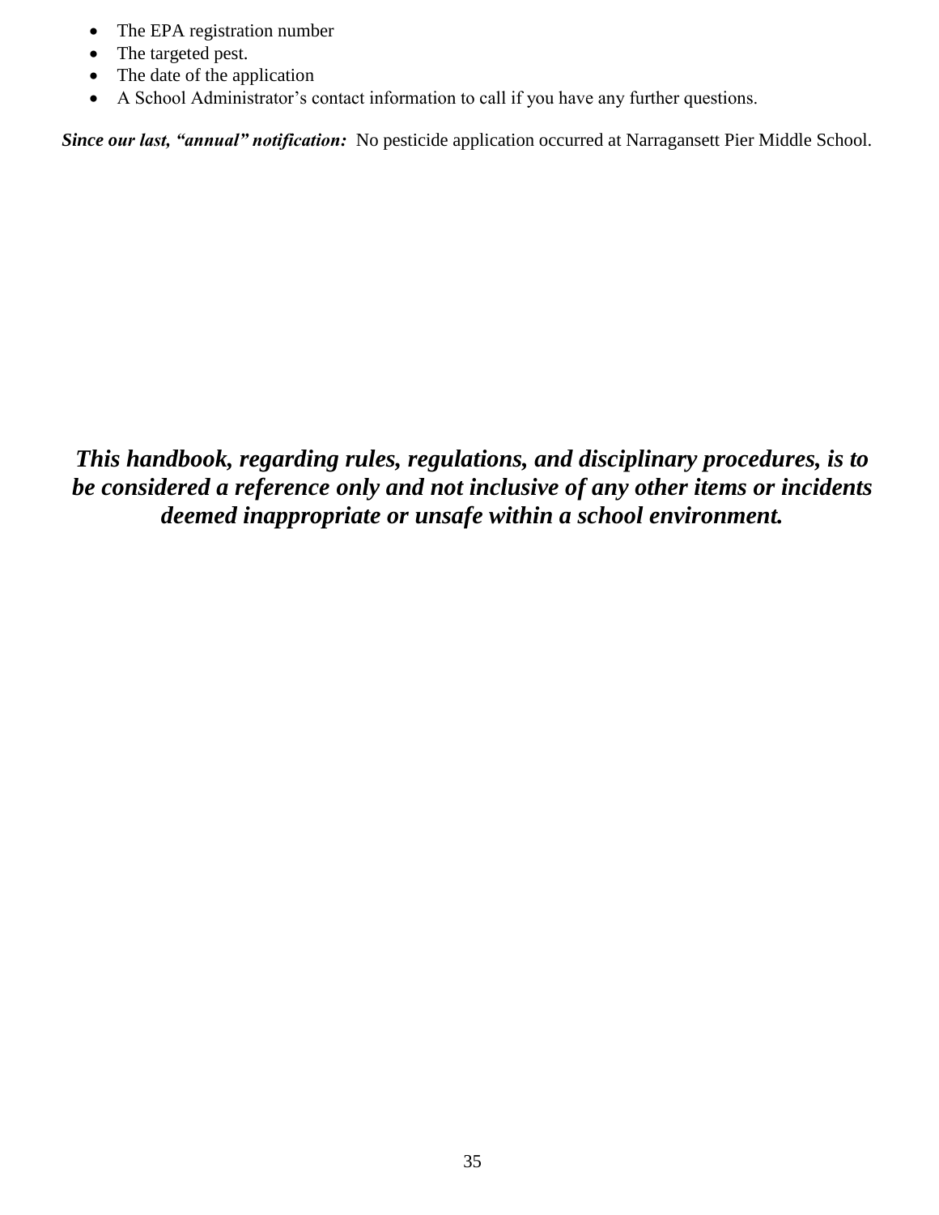- The EPA registration number
- The targeted pest.
- The date of the application
- A School Administrator's contact information to call if you have any further questions.

***Since our last, "annual" notification:*** No pesticide application occurred at Narragansett Pier Middle School.

***This handbook, regarding rules, regulations, and disciplinary procedures, is to be considered a reference only and not inclusive of any other items or incidents deemed inappropriate or unsafe within a school environment.***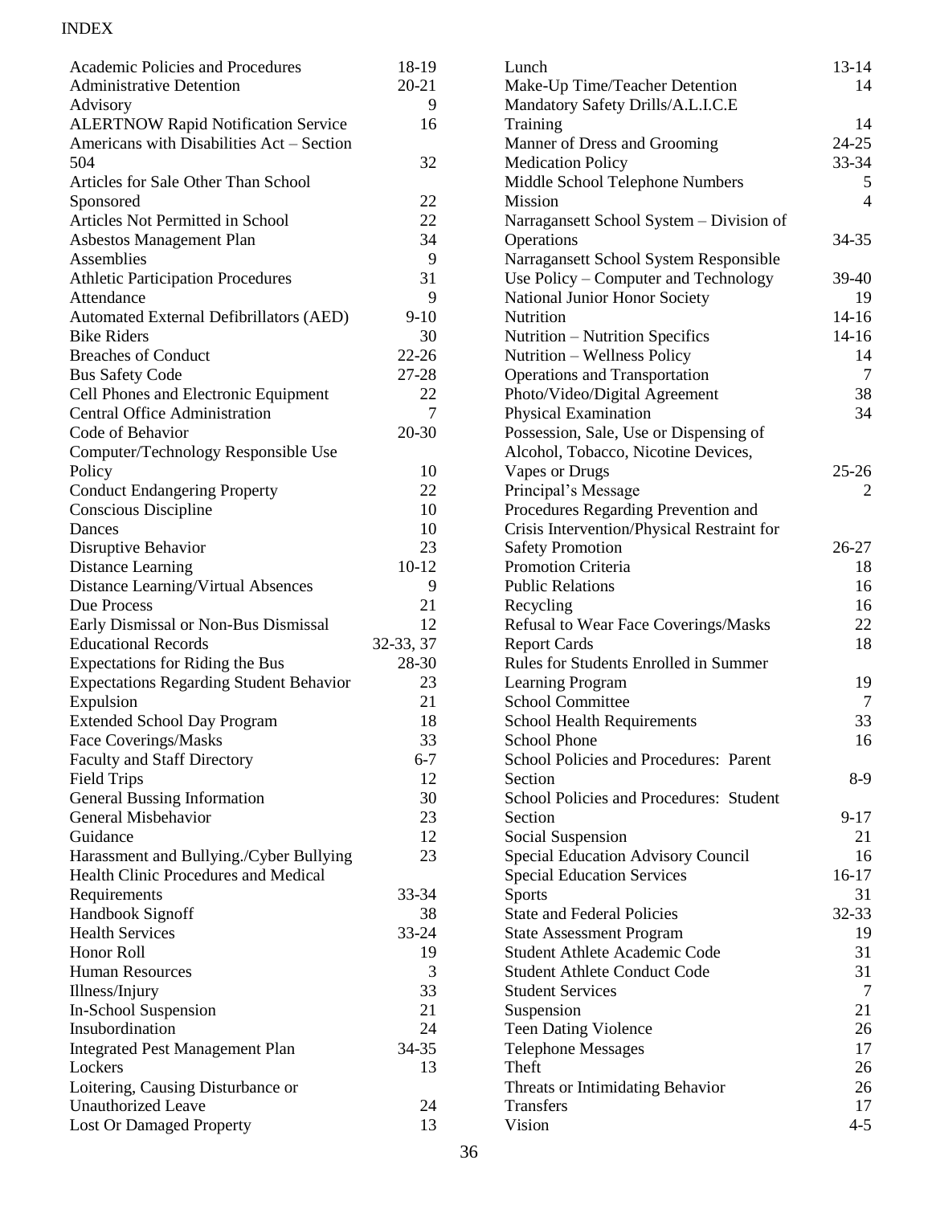# INDEX

| Entry | Page |
|---|---|
| Academic Policies and Procedures | 18-19 |
| Administrative Detention | 20-21 |
| Advisory | 9 |
| ALERTNOW Rapid Notification Service | 16 |
| Americans with Disabilities Act – Section 504 | 32 |
| Articles for Sale Other Than School Sponsored | 22 |
| Articles Not Permitted in School | 22 |
| Asbestos Management Plan | 34 |
| Assemblies | 9 |
| Athletic Participation Procedures | 31 |
| Attendance | 9 |
| Automated External Defibrillators (AED) | 9-10 |
| Bike Riders | 30 |
| Breaches of Conduct | 22-26 |
| Bus Safety Code | 27-28 |
| Cell Phones and Electronic Equipment | 22 |
| Central Office Administration | 7 |
| Code of Behavior | 20-30 |
| Computer/Technology Responsible Use Policy | 10 |
| Conduct Endangering Property | 22 |
| Conscious Discipline | 10 |
| Dances | 10 |
| Disruptive Behavior | 23 |
| Distance Learning | 10-12 |
| Distance Learning/Virtual Absences | 9 |
| Due Process | 21 |
| Early Dismissal or Non-Bus Dismissal | 12 |
| Educational Records | 32-33, 37 |
| Expectations for Riding the Bus | 28-30 |
| Expectations Regarding Student Behavior | 23 |
| Expulsion | 21 |
| Extended School Day Program | 18 |
| Face Coverings/Masks | 33 |
| Faculty and Staff Directory | 6-7 |
| Field Trips | 12 |
| General Bussing Information | 30 |
| General Misbehavior | 23 |
| Guidance | 12 |
| Harassment and Bullying./Cyber Bullying | 23 |
| Health Clinic Procedures and Medical Requirements | 33-34 |
| Handbook Signoff | 38 |
| Health Services | 33-24 |
| Honor Roll | 19 |
| Human Resources | 3 |
| Illness/Injury | 33 |
| In-School Suspension | 21 |
| Insubordination | 24 |
| Integrated Pest Management Plan | 34-35 |
| Lockers | 13 |
| Loitering, Causing Disturbance or Unauthorized Leave | 24 |
| Lost Or Damaged Property | 13 |
| Lunch | 13-14 |
| Make-Up Time/Teacher Detention | 14 |
| Mandatory Safety Drills/A.L.I.C.E Training | 14 |
| Manner of Dress and Grooming | 24-25 |
| Medication Policy | 33-34 |
| Middle School Telephone Numbers | 5 |
| Mission | 4 |
| Narragansett School System – Division of Operations | 34-35 |
| Narragansett School System Responsible Use Policy – Computer and Technology | 39-40 |
| National Junior Honor Society | 19 |
| Nutrition | 14-16 |
| Nutrition – Nutrition Specifics | 14-16 |
| Nutrition – Wellness Policy | 14 |
| Operations and Transportation | 7 |
| Photo/Video/Digital Agreement | 38 |
| Physical Examination | 34 |
| Possession, Sale, Use or Dispensing of Alcohol, Tobacco, Nicotine Devices, Vapes or Drugs | 25-26 |
| Principal's Message | 2 |
| Procedures Regarding Prevention and Crisis Intervention/Physical Restraint for Safety Promotion | 26-27 |
| Promotion Criteria | 18 |
| Public Relations | 16 |
| Recycling | 16 |
| Refusal to Wear Face Coverings/Masks | 22 |
| Report Cards | 18 |
| Rules for Students Enrolled in Summer Learning Program | 19 |
| School Committee | 7 |
| School Health Requirements | 33 |
| School Phone | 16 |
| School Policies and Procedures: Parent Section | 8-9 |
| School Policies and Procedures: Student Section | 9-17 |
| Social Suspension | 21 |
| Special Education Advisory Council | 16 |
| Special Education Services | 16-17 |
| Sports | 31 |
| State and Federal Policies | 32-33 |
| State Assessment Program | 19 |
| Student Athlete Academic Code | 31 |
| Student Athlete Conduct Code | 31 |
| Student Services | 7 |
| Suspension | 21 |
| Teen Dating Violence | 26 |
| Telephone Messages | 17 |
| Theft | 26 |
| Threats or Intimidating Behavior | 26 |
| Transfers | 17 |
| Vision | 4-5 |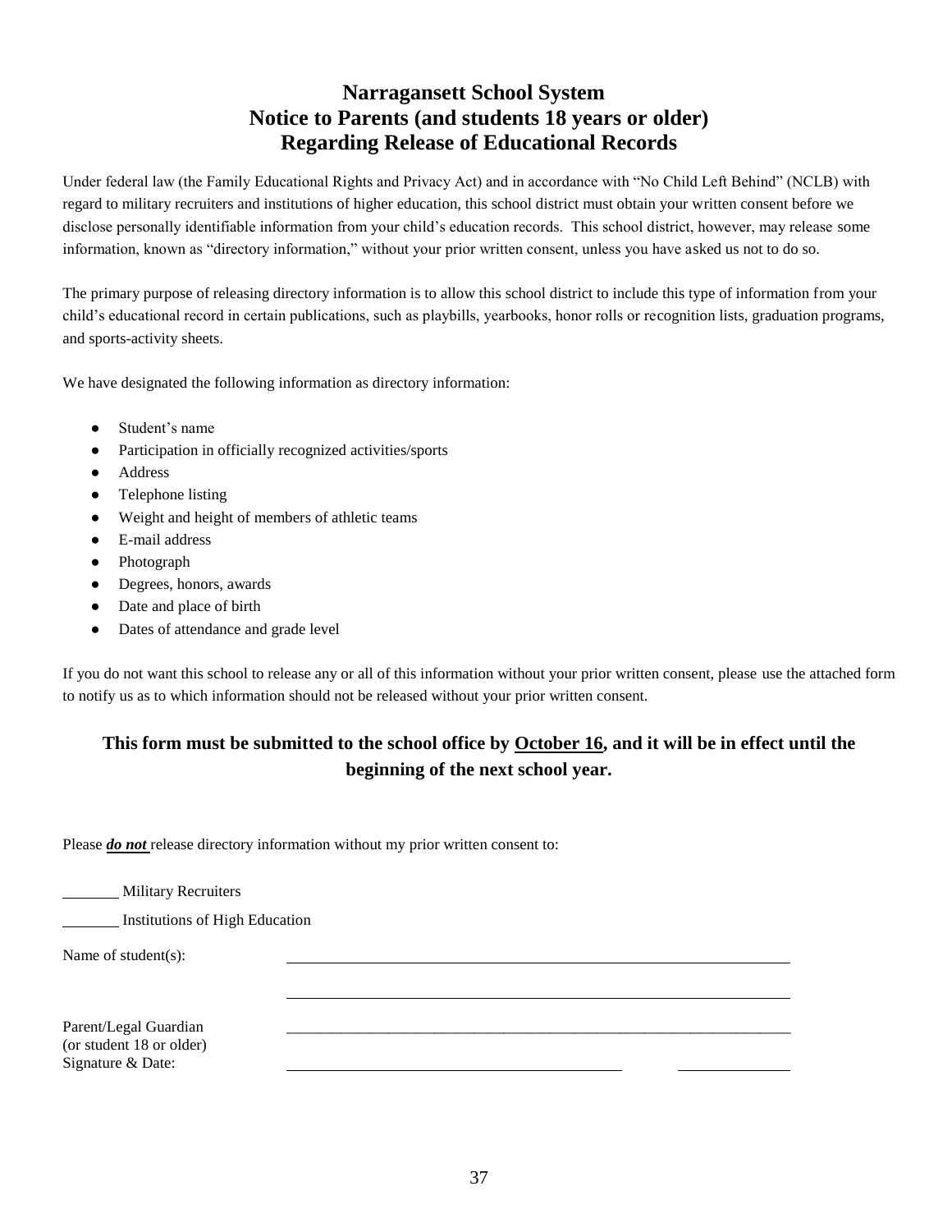# Narragansett School System
## Notice to Parents (and students 18 years or older)
## Regarding Release of Educational Records

Under federal law (the Family Educational Rights and Privacy Act) and in accordance with "No Child Left Behind" (NCLB) with regard to military recruiters and institutions of higher education, this school district must obtain your written consent before we disclose personally identifiable information from your child's education records. This school district, however, may release some information, known as "directory information," without your prior written consent, unless you have asked us not to do so.

The primary purpose of releasing directory information is to allow this school district to include this type of information from your child's educational record in certain publications, such as playbills, yearbooks, honor rolls or recognition lists, graduation programs, and sports-activity sheets.

We have designated the following information as directory information:

- Student's name
- Participation in officially recognized activities/sports
- Address
- Telephone listing
- Weight and height of members of athletic teams
- E-mail address
- Photograph
- Degrees, honors, awards
- Date and place of birth
- Dates of attendance and grade level

If you do not want this school to release any or all of this information without your prior written consent, please use the attached form to notify us as to which information should not be released without your prior written consent.

**This form must be submitted to the school office by <u>October 16</u>, and it will be in effect until the beginning of the next school year.**

Please ***<u>do not</u>*** release directory information without my prior written consent to:

_______ Military Recruiters

_______ Institutions of High Education

Name of student(s): ____________________________________________

____________________________________________

Parent/Legal Guardian
(or student 18 or older)
Signature & Date: ____________________________________________

______________________________ __________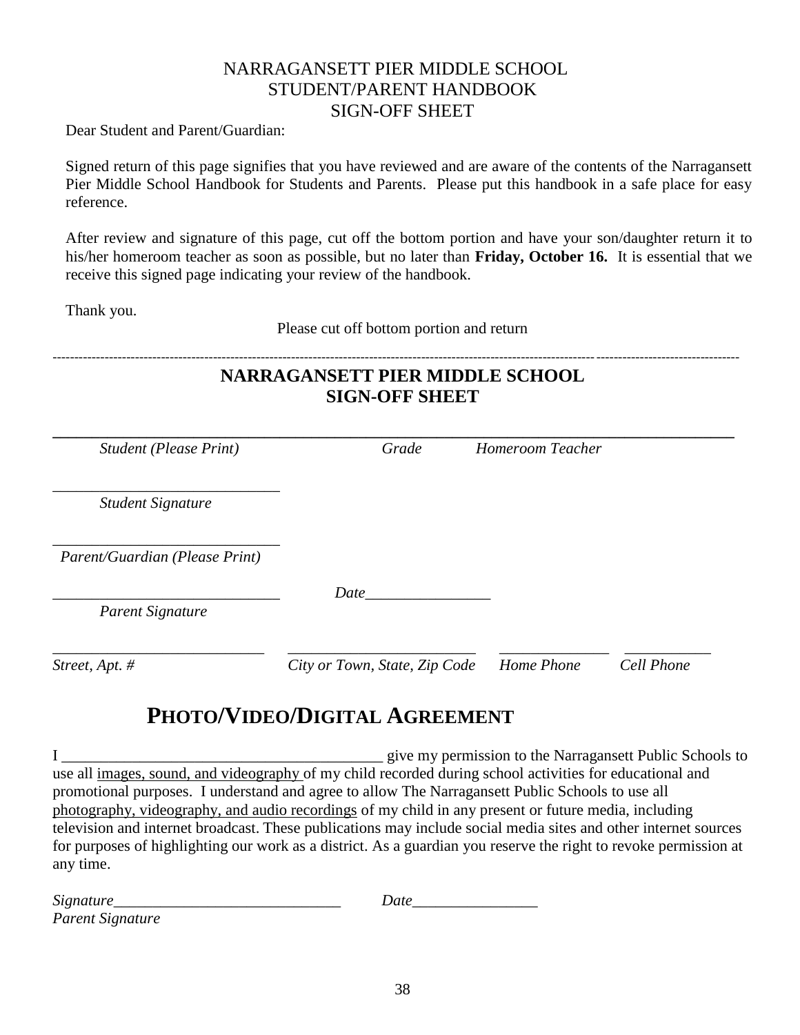NARRAGANSETT PIER MIDDLE SCHOOL
STUDENT/PARENT HANDBOOK
SIGN-OFF SHEET

Dear Student and Parent/Guardian:

Signed return of this page signifies that you have reviewed and are aware of the contents of the Narragansett Pier Middle School Handbook for Students and Parents. Please put this handbook in a safe place for easy reference.

After review and signature of this page, cut off the bottom portion and have your son/daughter return it to his/her homeroom teacher as soon as possible, but no later than **Friday, October 16.** It is essential that we receive this signed page indicating your review of the handbook.

Thank you.

Please cut off bottom portion and return

---

**NARRAGANSETT PIER MIDDLE SCHOOL**
**SIGN-OFF SHEET**

______________________________________________________________________

*Student (Please Print)* *Grade* *Homeroom Teacher*

_____________________________
*Student Signature*

_____________________________
*Parent/Guardian (Please Print)*

_____________________________ *Date*________________
*Parent Signature*

___________________________ ________________________ ______________ ___________
*Street, Apt. #* *City or Town, State, Zip Code* *Home Phone* *Cell Phone*

## PHOTO/VIDEO/DIGITAL AGREEMENT

I ________________________________________ give my permission to the Narragansett Public Schools to use all images, sound, and videography of my child recorded during school activities for educational and promotional purposes. I understand and agree to allow The Narragansett Public Schools to use all photography, videography, and audio recordings of my child in any present or future media, including television and internet broadcast. These publications may include social media sites and other internet sources for purposes of highlighting our work as a district. As a guardian you reserve the right to revoke permission at any time.

*Signature*_____________________________ *Date*________________
*Parent Signature*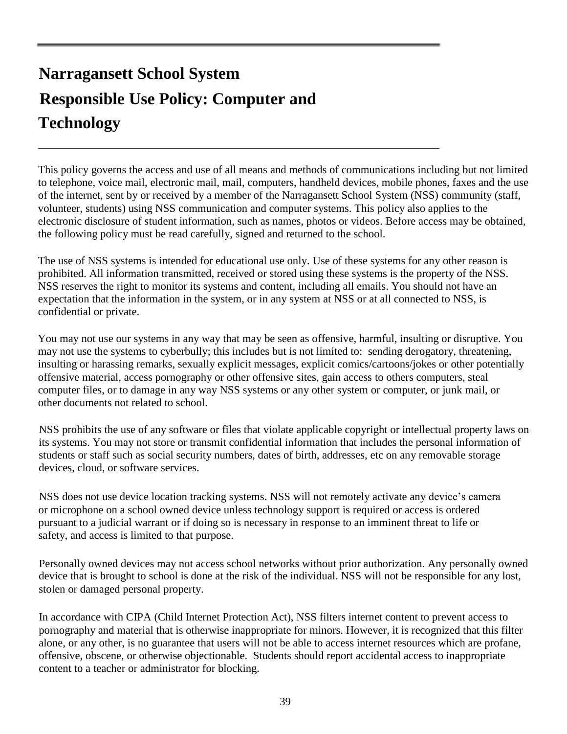# Narragansett School System

# Responsible Use Policy: Computer and Technology

This policy governs the access and use of all means and methods of communications including but not limited to telephone, voice mail, electronic mail, mail, computers, handheld devices, mobile phones, faxes and the use of the internet, sent by or received by a member of the Narragansett School System (NSS) community (staff, volunteer, students) using NSS communication and computer systems. This policy also applies to the electronic disclosure of student information, such as names, photos or videos. Before access may be obtained, the following policy must be read carefully, signed and returned to the school.

The use of NSS systems is intended for educational use only. Use of these systems for any other reason is prohibited. All information transmitted, received or stored using these systems is the property of the NSS. NSS reserves the right to monitor its systems and content, including all emails. You should not have an expectation that the information in the system, or in any system at NSS or at all connected to NSS, is confidential or private.

You may not use our systems in any way that may be seen as offensive, harmful, insulting or disruptive. You may not use the systems to cyberbully; this includes but is not limited to: sending derogatory, threatening, insulting or harassing remarks, sexually explicit messages, explicit comics/cartoons/jokes or other potentially offensive material, access pornography or other offensive sites, gain access to others computers, steal computer files, or to damage in any way NSS systems or any other system or computer, or junk mail, or other documents not related to school.

NSS prohibits the use of any software or files that violate applicable copyright or intellectual property laws on its systems. You may not store or transmit confidential information that includes the personal information of students or staff such as social security numbers, dates of birth, addresses, etc on any removable storage devices, cloud, or software services.

NSS does not use device location tracking systems. NSS will not remotely activate any device's camera or microphone on a school owned device unless technology support is required or access is ordered pursuant to a judicial warrant or if doing so is necessary in response to an imminent threat to life or safety, and access is limited to that purpose.

Personally owned devices may not access school networks without prior authorization. Any personally owned device that is brought to school is done at the risk of the individual. NSS will not be responsible for any lost, stolen or damaged personal property.

In accordance with CIPA (Child Internet Protection Act), NSS filters internet content to prevent access to pornography and material that is otherwise inappropriate for minors. However, it is recognized that this filter alone, or any other, is no guarantee that users will not be able to access internet resources which are profane, offensive, obscene, or otherwise objectionable. Students should report accidental access to inappropriate content to a teacher or administrator for blocking.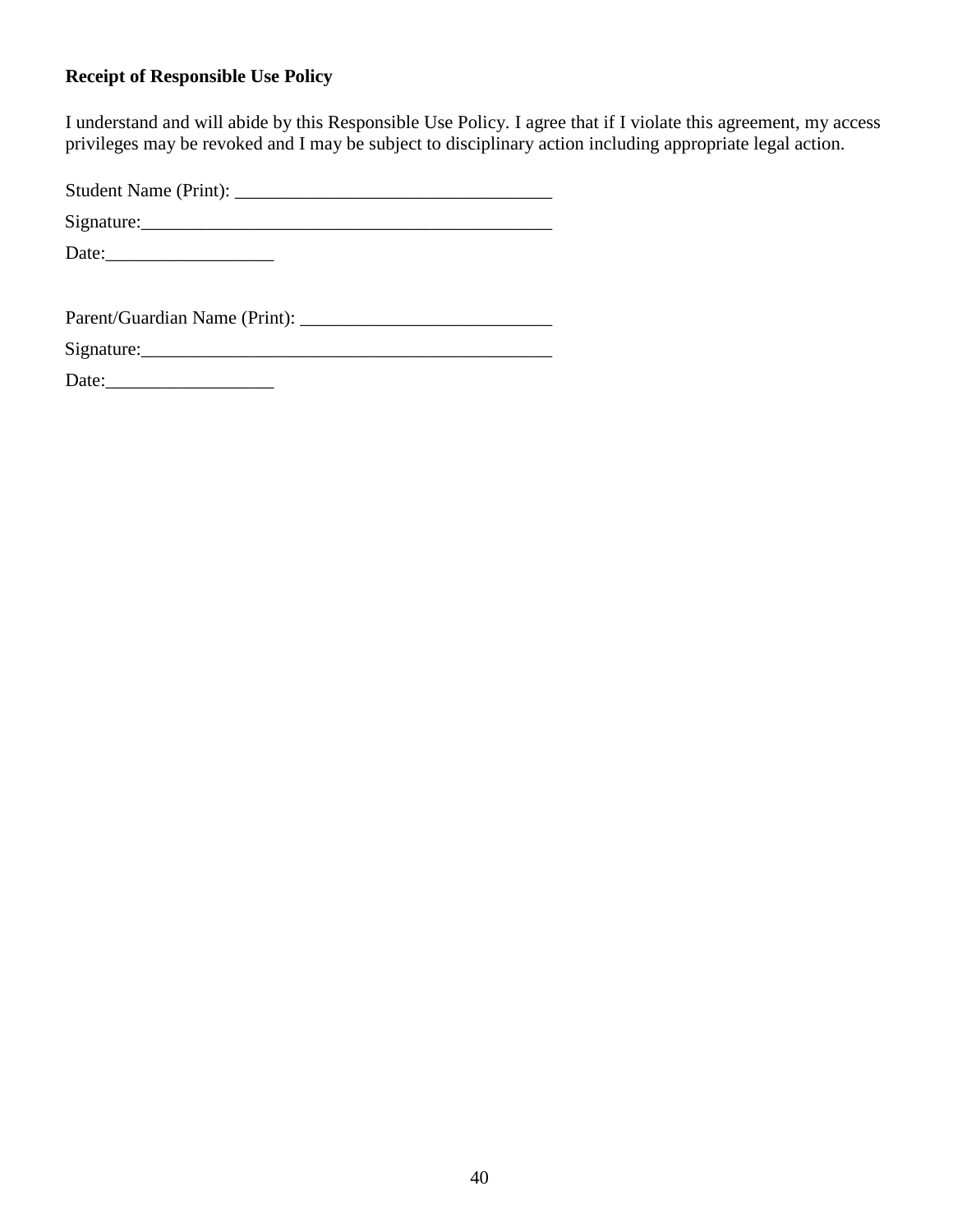**Receipt of Responsible Use Policy**

I understand and will abide by this Responsible Use Policy. I agree that if I violate this agreement, my access privileges may be revoked and I may be subject to disciplinary action including appropriate legal action.

Student Name (Print): ___________________________________

Signature:_____________________________________________

Date:__________________

Parent/Guardian Name (Print): ___________________________

Signature:_____________________________________________

Date:__________________